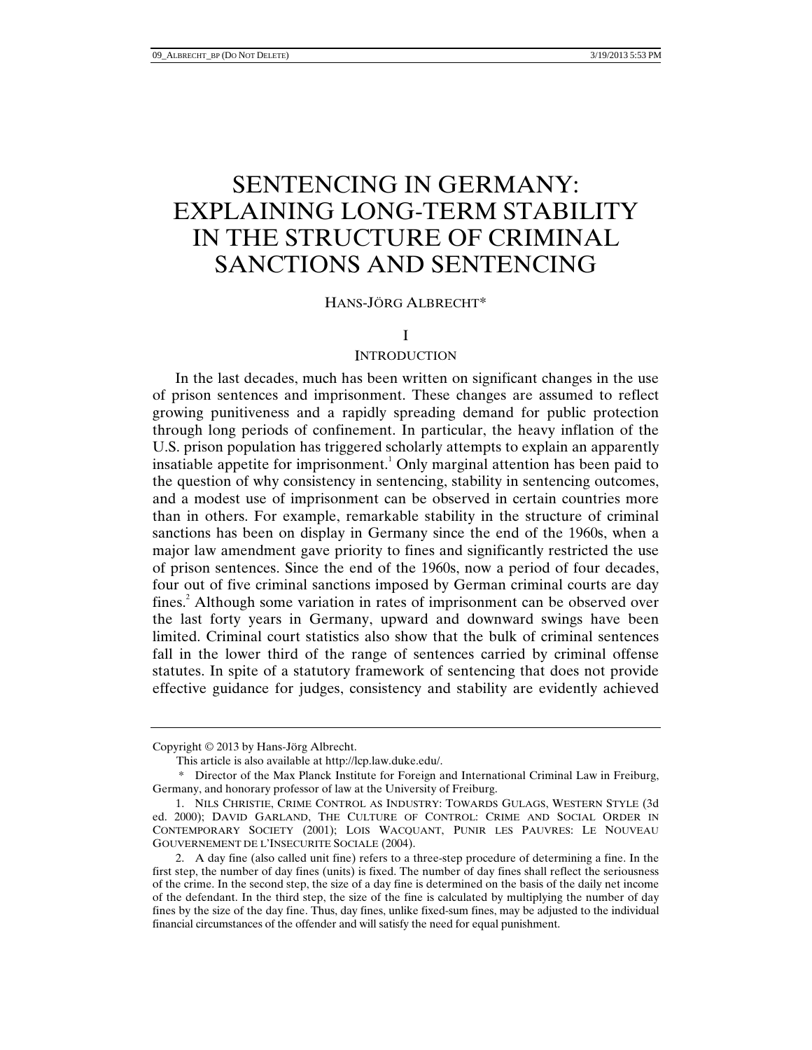# SENTENCING IN GERMANY: EXPLAINING LONG-TERM STABILITY IN THE STRUCTURE OF CRIMINAL SANCTIONS AND SENTENCING

HANS-JÖRG ALBRECHT*

## I

## INTRODUCTION

In the last decades, much has been written on significant changes in the use of prison sentences and imprisonment. These changes are assumed to reflect growing punitiveness and a rapidly spreading demand for public protection through long periods of confinement. In particular, the heavy inflation of the U.S. prison population has triggered scholarly attempts to explain an apparently insatiable appetite for imprisonment.[1] Only marginal attention has been paid to the question of why consistency in sentencing, stability in sentencing outcomes, and a modest use of imprisonment can be observed in certain countries more than in others. For example, remarkable stability in the structure of criminal sanctions has been on display in Germany since the end of the 1960s, when a major law amendment gave priority to fines and significantly restricted the use of prison sentences. Since the end of the 1960s, now a period of four decades, four out of five criminal sanctions imposed by German criminal courts are day fines.[2] Although some variation in rates of imprisonment can be observed over the last forty years in Germany, upward and downward swings have been limited. Criminal court statistics also show that the bulk of criminal sentences fall in the lower third of the range of sentences carried by criminal offense statutes. In spite of a statutory framework of sentencing that does not provide effective guidance for judges, consistency and stability are evidently achieved

---

Copyright © 2013 by Hans-Jörg Albrecht.

This article is also available at http://lcp.law.duke.edu/.

\* Director of the Max Planck Institute for Foreign and International Criminal Law in Freiburg, Germany, and honorary professor of law at the University of Freiburg.

1. NILS CHRISTIE, CRIME CONTROL AS INDUSTRY: TOWARDS GULAGS, WESTERN STYLE (3d ed. 2000); DAVID GARLAND, THE CULTURE OF CONTROL: CRIME AND SOCIAL ORDER IN CONTEMPORARY SOCIETY (2001); LOIS WACQUANT, PUNIR LES PAUVRES: LE NOUVEAU GOUVERNEMENT DE L'INSECURITE SOCIALE (2004).

2. A day fine (also called unit fine) refers to a three-step procedure of determining a fine. In the first step, the number of day fines (units) is fixed. The number of day fines shall reflect the seriousness of the crime. In the second step, the size of a day fine is determined on the basis of the daily net income of the defendant. In the third step, the size of the fine is calculated by multiplying the number of day fines by the size of the day fine. Thus, day fines, unlike fixed-sum fines, may be adjusted to the individual financial circumstances of the offender and will satisfy the need for equal punishment.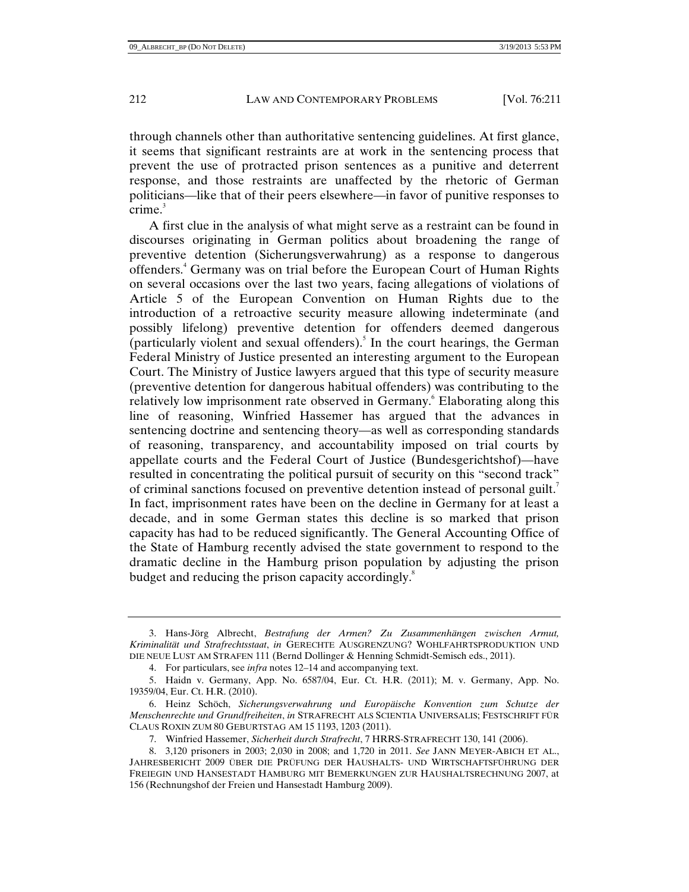through channels other than authoritative sentencing guidelines. At first glance, it seems that significant restraints are at work in the sentencing process that prevent the use of protracted prison sentences as a punitive and deterrent response, and those restraints are unaffected by the rhetoric of German politicians—like that of their peers elsewhere—in favor of punitive responses to crime.[3]

A first clue in the analysis of what might serve as a restraint can be found in discourses originating in German politics about broadening the range of preventive detention (Sicherungsverwahrung) as a response to dangerous offenders.[4] Germany was on trial before the European Court of Human Rights on several occasions over the last two years, facing allegations of violations of Article 5 of the European Convention on Human Rights due to the introduction of a retroactive security measure allowing indeterminate (and possibly lifelong) preventive detention for offenders deemed dangerous (particularly violent and sexual offenders).[5] In the court hearings, the German Federal Ministry of Justice presented an interesting argument to the European Court. The Ministry of Justice lawyers argued that this type of security measure (preventive detention for dangerous habitual offenders) was contributing to the relatively low imprisonment rate observed in Germany.[6] Elaborating along this line of reasoning, Winfried Hassemer has argued that the advances in sentencing doctrine and sentencing theory—as well as corresponding standards of reasoning, transparency, and accountability imposed on trial courts by appellate courts and the Federal Court of Justice (Bundesgerichtshof)—have resulted in concentrating the political pursuit of security on this "second track" of criminal sanctions focused on preventive detention instead of personal guilt.[7] In fact, imprisonment rates have been on the decline in Germany for at least a decade, and in some German states this decline is so marked that prison capacity has had to be reduced significantly. The General Accounting Office of the State of Hamburg recently advised the state government to respond to the dramatic decline in the Hamburg prison population by adjusting the prison budget and reducing the prison capacity accordingly.[8]

---

3. Hans-Jörg Albrecht, *Bestrafung der Armen? Zu Zusammenhängen zwischen Armut, Kriminalität und Strafrechtsstaat*, *in* GERECHTE AUSGRENZUNG? WOHLFAHRTSPRODUKTION UND DIE NEUE LUST AM STRAFEN 111 (Bernd Dollinger & Henning Schmidt-Semisch eds., 2011).

4. For particulars, see *infra* notes 12–14 and accompanying text.

5. Haidn v. Germany, App. No. 6587/04, Eur. Ct. H.R. (2011); M. v. Germany, App. No. 19359/04, Eur. Ct. H.R. (2010).

6. Heinz Schöch, *Sicherungsverwahrung und Europäische Konvention zum Schutze der Menschenrechte und Grundfreiheiten*, *in* STRAFRECHT ALS SCIENTIA UNIVERSALIS; FESTSCHRIFT FÜR CLAUS ROXIN ZUM 80 GEBURTSTAG AM 15 1193, 1203 (2011).

7. Winfried Hassemer, *Sicherheit durch Strafrecht*, 7 HRRS-STRAFRECHT 130, 141 (2006).

8. 3,120 prisoners in 2003; 2,030 in 2008; and 1,720 in 2011. *See* JANN MEYER-ABICH ET AL., JAHRESBERICHT 2009 ÜBER DIE PRÜFUNG DER HAUSHALTS- UND WIRTSCHAFTSFÜHRUNG DER FREIEGIN UND HANSESTADT HAMBURG MIT BEMERKUNGEN ZUR HAUSHALTSRECHNUNG 2007, at 156 (Rechnungshof der Freien und Hansestadt Hamburg 2009).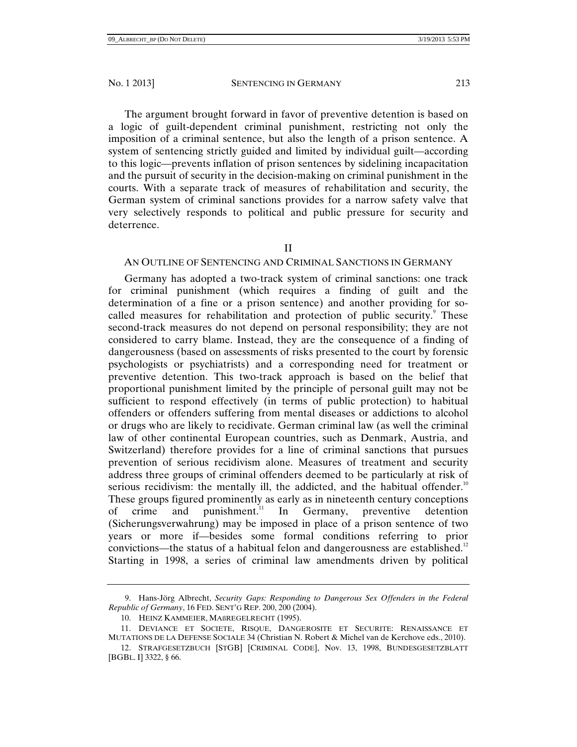The argument brought forward in favor of preventive detention is based on a logic of guilt-dependent criminal punishment, restricting not only the imposition of a criminal sentence, but also the length of a prison sentence. A system of sentencing strictly guided and limited by individual guilt—according to this logic—prevents inflation of prison sentences by sidelining incapacitation and the pursuit of security in the decision-making on criminal punishment in the courts. With a separate track of measures of rehabilitation and security, the German system of criminal sanctions provides for a narrow safety valve that very selectively responds to political and public pressure for security and deterrence.

## II

## AN OUTLINE OF SENTENCING AND CRIMINAL SANCTIONS IN GERMANY

Germany has adopted a two-track system of criminal sanctions: one track for criminal punishment (which requires a finding of guilt and the determination of a fine or a prison sentence) and another providing for so-called measures for rehabilitation and protection of public security.[9] These second-track measures do not depend on personal responsibility; they are not considered to carry blame. Instead, they are the consequence of a finding of dangerousness (based on assessments of risks presented to the court by forensic psychologists or psychiatrists) and a corresponding need for treatment or preventive detention. This two-track approach is based on the belief that proportional punishment limited by the principle of personal guilt may not be sufficient to respond effectively (in terms of public protection) to habitual offenders or offenders suffering from mental diseases or addictions to alcohol or drugs who are likely to recidivate. German criminal law (as well the criminal law of other continental European countries, such as Denmark, Austria, and Switzerland) therefore provides for a line of criminal sanctions that pursues prevention of serious recidivism alone. Measures of treatment and security address three groups of criminal offenders deemed to be particularly at risk of serious recidivism: the mentally ill, the addicted, and the habitual offender.[10] These groups figured prominently as early as in nineteenth century conceptions of crime and punishment.[11] In Germany, preventive detention (Sicherungsverwahrung) may be imposed in place of a prison sentence of two years or more if—besides some formal conditions referring to prior convictions—the status of a habitual felon and dangerousness are established.[12] Starting in 1998, a series of criminal law amendments driven by political

---

9. Hans-Jörg Albrecht, *Security Gaps: Responding to Dangerous Sex Offenders in the Federal Republic of Germany*, 16 FED. SENT'G REP. 200, 200 (2004).

10. HEINZ KAMMEIER, MAßREGELRECHT (1995).

11. DEVIANCE ET SOCIETE, RISQUE, DANGEROSITE ET SECURITE: RENAISSANCE ET MUTATIONS DE LA DEFENSE SOCIALE 34 (Christian N. Robert & Michel van de Kerchove eds., 2010).

12. STRAFGESETZBUCH [STGB] [CRIMINAL CODE], Nov. 13, 1998, BUNDESGESETZBLATT [BGBL. I] 3322, § 66.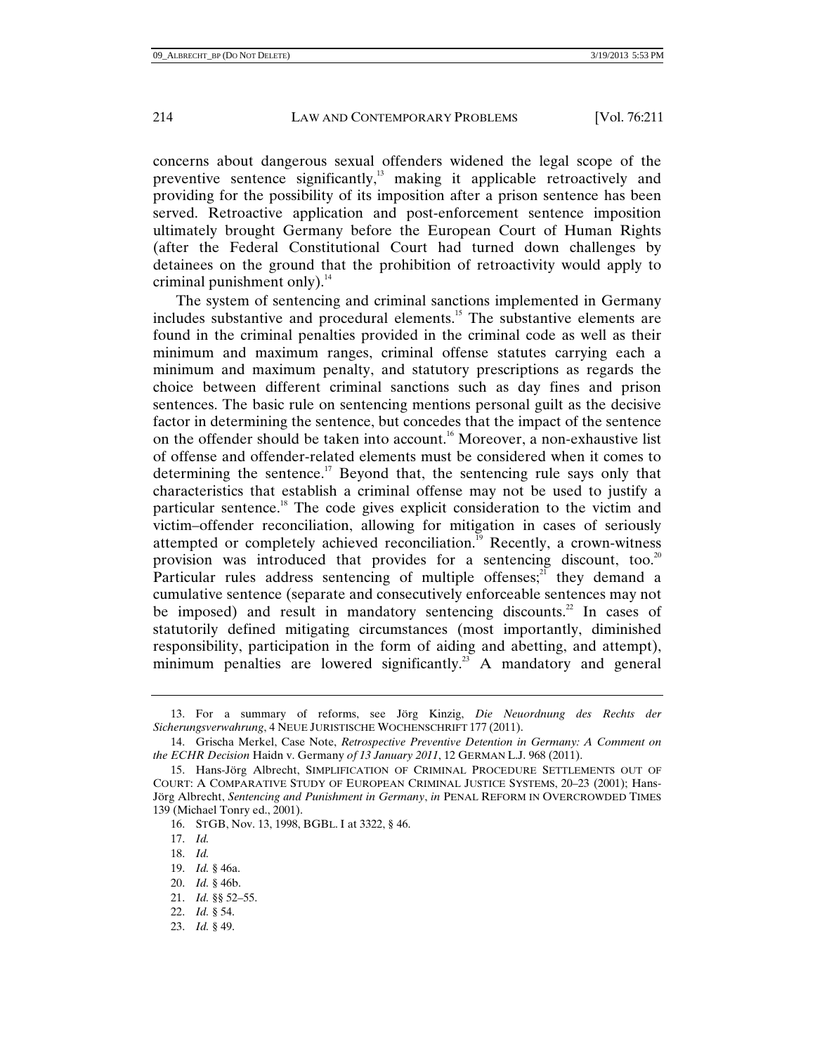concerns about dangerous sexual offenders widened the legal scope of the preventive sentence significantly,[13] making it applicable retroactively and providing for the possibility of its imposition after a prison sentence has been served. Retroactive application and post-enforcement sentence imposition ultimately brought Germany before the European Court of Human Rights (after the Federal Constitutional Court had turned down challenges by detainees on the ground that the prohibition of retroactivity would apply to criminal punishment only).[14]

The system of sentencing and criminal sanctions implemented in Germany includes substantive and procedural elements.[15] The substantive elements are found in the criminal penalties provided in the criminal code as well as their minimum and maximum ranges, criminal offense statutes carrying each a minimum and maximum penalty, and statutory prescriptions as regards the choice between different criminal sanctions such as day fines and prison sentences. The basic rule on sentencing mentions personal guilt as the decisive factor in determining the sentence, but concedes that the impact of the sentence on the offender should be taken into account.[16] Moreover, a non-exhaustive list of offense and offender-related elements must be considered when it comes to determining the sentence.[17] Beyond that, the sentencing rule says only that characteristics that establish a criminal offense may not be used to justify a particular sentence.[18] The code gives explicit consideration to the victim and victim–offender reconciliation, allowing for mitigation in cases of seriously attempted or completely achieved reconciliation.[19] Recently, a crown-witness provision was introduced that provides for a sentencing discount, too.[20] Particular rules address sentencing of multiple offenses;[21] they demand a cumulative sentence (separate and consecutively enforceable sentences may not be imposed) and result in mandatory sentencing discounts.[22] In cases of statutorily defined mitigating circumstances (most importantly, diminished responsibility, participation in the form of aiding and abetting, and attempt), minimum penalties are lowered significantly.[23] A mandatory and general

---

13. For a summary of reforms, see Jörg Kinzig, *Die Neuordnung des Rechts der Sicherungsverwahrung*, 4 NEUE JURISTISCHE WOCHENSCHRIFT 177 (2011).

14. Grischa Merkel, Case Note, *Retrospective Preventive Detention in Germany: A Comment on the ECHR Decision* Haidn v. Germany *of 13 January 2011*, 12 GERMAN L.J. 968 (2011).

15. Hans-Jörg Albrecht, SIMPLIFICATION OF CRIMINAL PROCEDURE SETTLEMENTS OUT OF COURT: A COMPARATIVE STUDY OF EUROPEAN CRIMINAL JUSTICE SYSTEMS, 20–23 (2001); Hans-Jörg Albrecht, *Sentencing and Punishment in Germany*, *in* PENAL REFORM IN OVERCROWDED TIMES 139 (Michael Tonry ed., 2001).

16. STGB, Nov. 13, 1998, BGBL. I at 3322, § 46.

17. *Id.*

18. *Id.*

19. *Id.* § 46a.

20. *Id.* § 46b.

21. *Id.* §§ 52–55.

22. *Id.* § 54.

23. *Id.* § 49.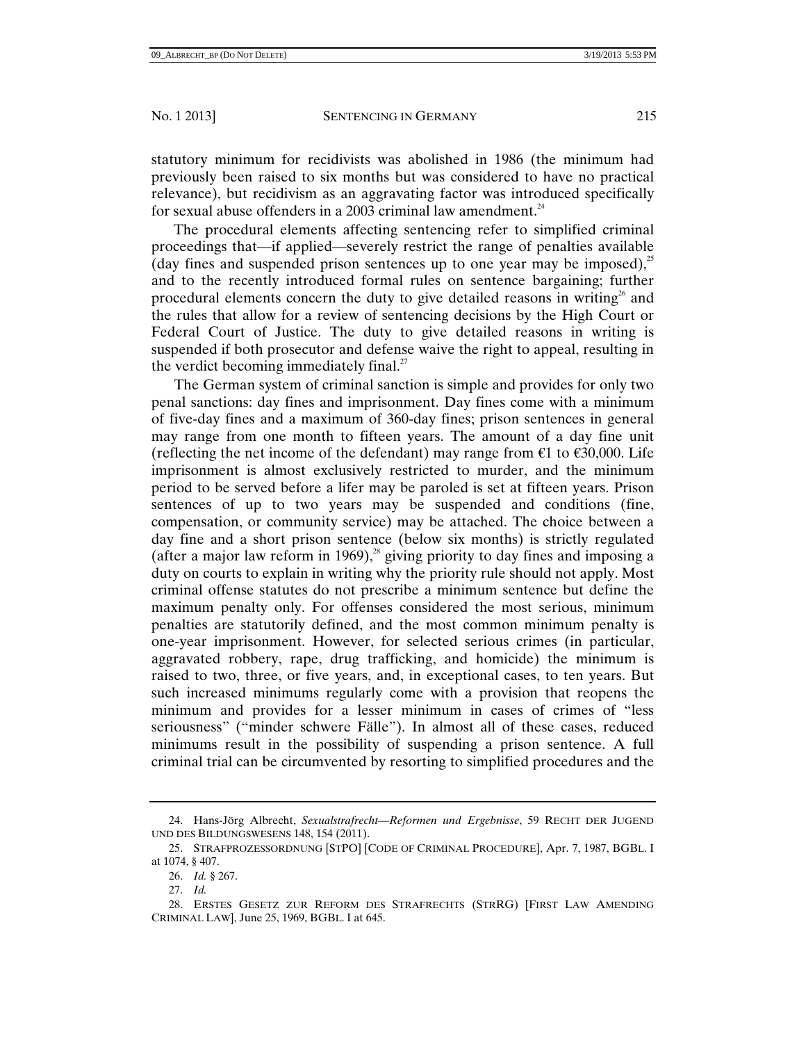statutory minimum for recidivists was abolished in 1986 (the minimum had previously been raised to six months but was considered to have no practical relevance), but recidivism as an aggravating factor was introduced specifically for sexual abuse offenders in a 2003 criminal law amendment.[24]

The procedural elements affecting sentencing refer to simplified criminal proceedings that—if applied—severely restrict the range of penalties available (day fines and suspended prison sentences up to one year may be imposed),[25] and to the recently introduced formal rules on sentence bargaining; further procedural elements concern the duty to give detailed reasons in writing[26] and the rules that allow for a review of sentencing decisions by the High Court or Federal Court of Justice. The duty to give detailed reasons in writing is suspended if both prosecutor and defense waive the right to appeal, resulting in the verdict becoming immediately final.[27]

The German system of criminal sanction is simple and provides for only two penal sanctions: day fines and imprisonment. Day fines come with a minimum of five-day fines and a maximum of 360-day fines; prison sentences in general may range from one month to fifteen years. The amount of a day fine unit (reflecting the net income of the defendant) may range from €1 to €30,000. Life imprisonment is almost exclusively restricted to murder, and the minimum period to be served before a lifer may be paroled is set at fifteen years. Prison sentences of up to two years may be suspended and conditions (fine, compensation, or community service) may be attached. The choice between a day fine and a short prison sentence (below six months) is strictly regulated (after a major law reform in 1969),[28] giving priority to day fines and imposing a duty on courts to explain in writing why the priority rule should not apply. Most criminal offense statutes do not prescribe a minimum sentence but define the maximum penalty only. For offenses considered the most serious, minimum penalties are statutorily defined, and the most common minimum penalty is one-year imprisonment. However, for selected serious crimes (in particular, aggravated robbery, rape, drug trafficking, and homicide) the minimum is raised to two, three, or five years, and, in exceptional cases, to ten years. But such increased minimums regularly come with a provision that reopens the minimum and provides for a lesser minimum in cases of crimes of "less seriousness" ("minder schwere Fälle"). In almost all of these cases, reduced minimums result in the possibility of suspending a prison sentence. A full criminal trial can be circumvented by resorting to simplified procedures and the

---

24. Hans-Jörg Albrecht, *Sexualstrafrecht—Reformen und Ergebnisse*, 59 RECHT DER JUGEND UND DES BILDUNGSWESENS 148, 154 (2011).

25. STRAFPROZESSORDNUNG [STPO] [CODE OF CRIMINAL PROCEDURE], Apr. 7, 1987, BGBL. I at 1074, § 407.

26. *Id.* § 267.

27. *Id.*

28. ERSTES GESETZ ZUR REFORM DES STRAFRECHTS (STRRG) [FIRST LAW AMENDING CRIMINAL LAW], June 25, 1969, BGBL. I at 645.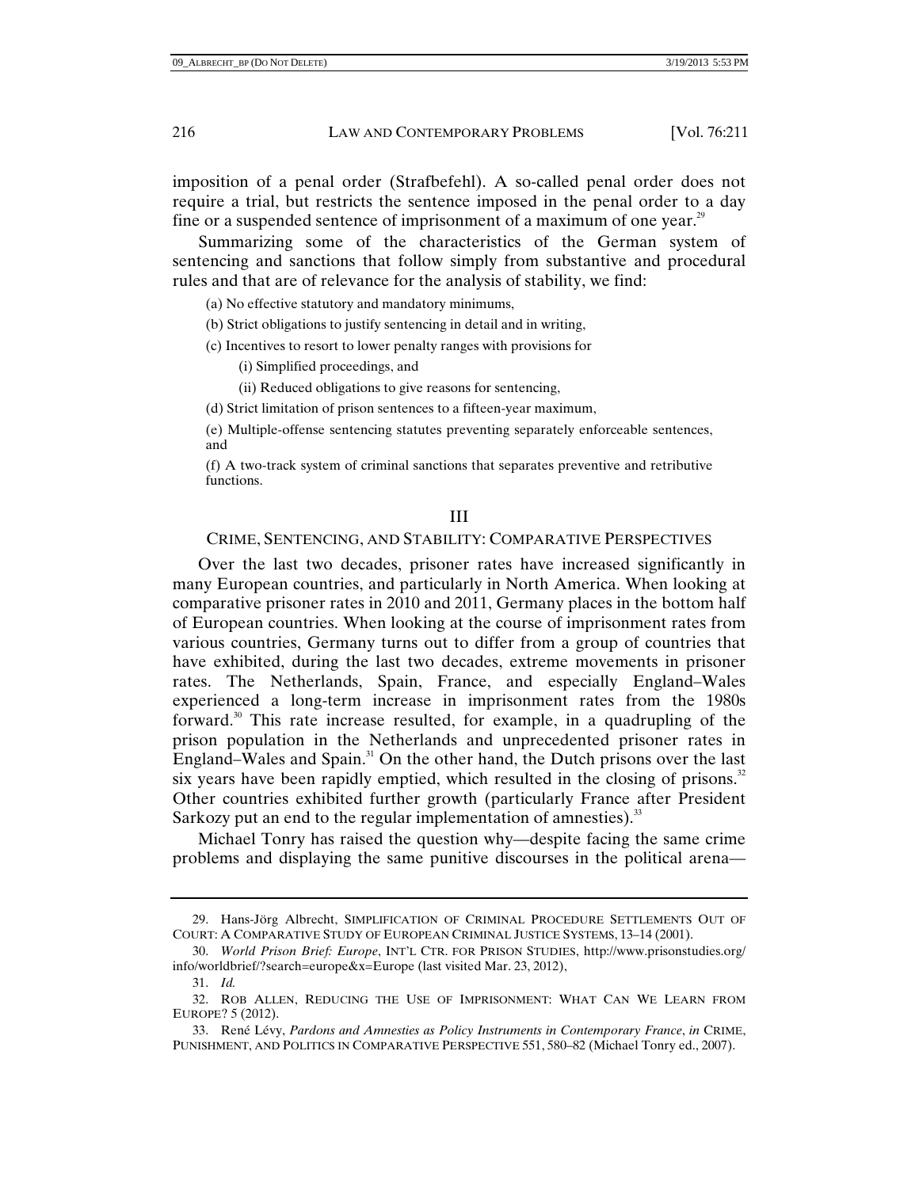imposition of a penal order (Strafbefehl). A so-called penal order does not require a trial, but restricts the sentence imposed in the penal order to a day fine or a suspended sentence of imprisonment of a maximum of one year.[29]

Summarizing some of the characteristics of the German system of sentencing and sanctions that follow simply from substantive and procedural rules and that are of relevance for the analysis of stability, we find:

(a) No effective statutory and mandatory minimums,

(b) Strict obligations to justify sentencing in detail and in writing,

(c) Incentives to resort to lower penalty ranges with provisions for

(i) Simplified proceedings, and

(ii) Reduced obligations to give reasons for sentencing,

(d) Strict limitation of prison sentences to a fifteen-year maximum,

(e) Multiple-offense sentencing statutes preventing separately enforceable sentences, and

(f) A two-track system of criminal sanctions that separates preventive and retributive functions.

## III

## CRIME, SENTENCING, AND STABILITY: COMPARATIVE PERSPECTIVES

Over the last two decades, prisoner rates have increased significantly in many European countries, and particularly in North America. When looking at comparative prisoner rates in 2010 and 2011, Germany places in the bottom half of European countries. When looking at the course of imprisonment rates from various countries, Germany turns out to differ from a group of countries that have exhibited, during the last two decades, extreme movements in prisoner rates. The Netherlands, Spain, France, and especially England–Wales experienced a long-term increase in imprisonment rates from the 1980s forward.[30] This rate increase resulted, for example, in a quadrupling of the prison population in the Netherlands and unprecedented prisoner rates in England–Wales and Spain.[31] On the other hand, the Dutch prisons over the last six years have been rapidly emptied, which resulted in the closing of prisons.[32] Other countries exhibited further growth (particularly France after President Sarkozy put an end to the regular implementation of amnesties).[33]

Michael Tonry has raised the question why—despite facing the same crime problems and displaying the same punitive discourses in the political arena—

---

29. Hans-Jörg Albrecht, SIMPLIFICATION OF CRIMINAL PROCEDURE SETTLEMENTS OUT OF COURT: A COMPARATIVE STUDY OF EUROPEAN CRIMINAL JUSTICE SYSTEMS, 13–14 (2001).

30. *World Prison Brief: Europe*, INT'L CTR. FOR PRISON STUDIES, http://www.prisonstudies.org/info/worldbrief/?search=europe&x=Europe (last visited Mar. 23, 2012),

31. *Id.*

32. ROB ALLEN, REDUCING THE USE OF IMPRISONMENT: WHAT CAN WE LEARN FROM EUROPE? 5 (2012).

33. René Lévy, *Pardons and Amnesties as Policy Instruments in Contemporary France*, *in* CRIME, PUNISHMENT, AND POLITICS IN COMPARATIVE PERSPECTIVE 551, 580–82 (Michael Tonry ed., 2007).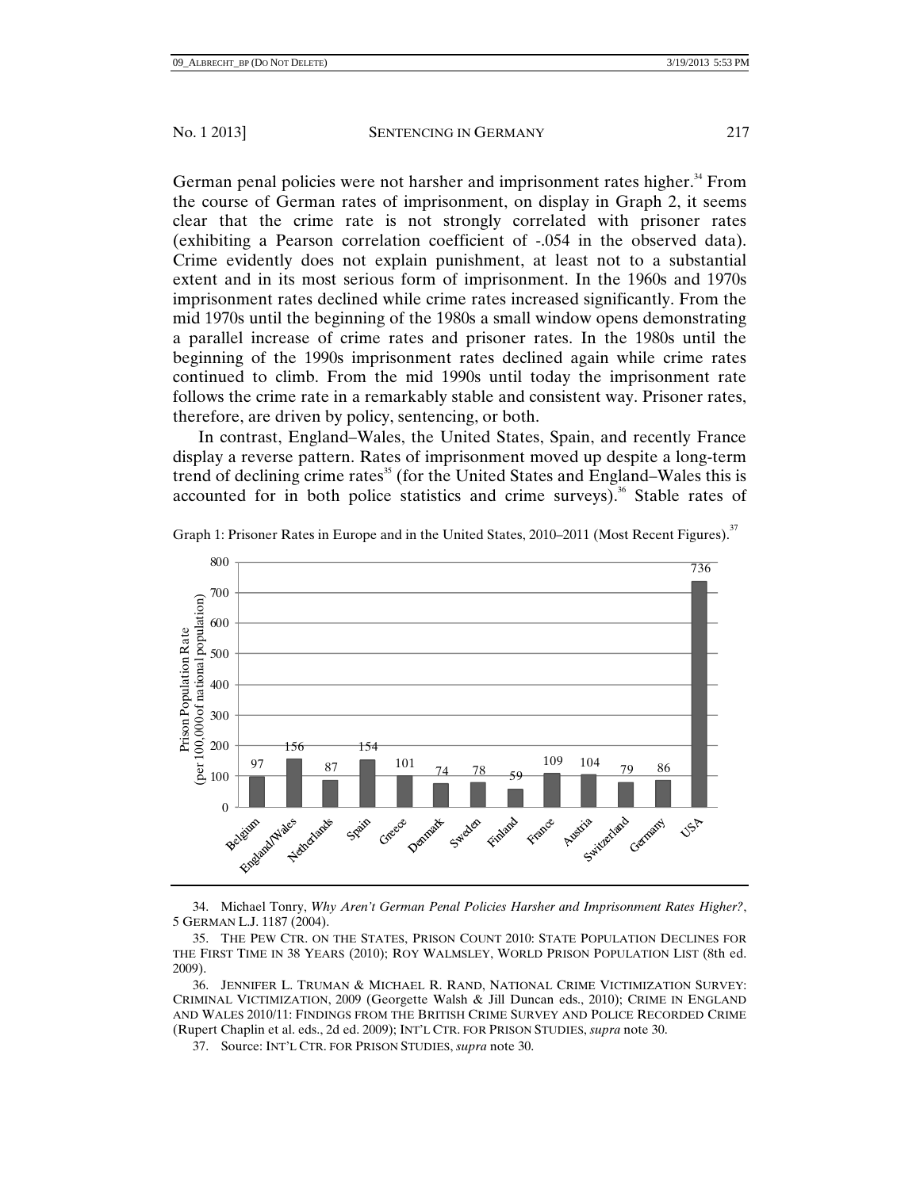German penal policies were not harsher and imprisonment rates higher.[34] From the course of German rates of imprisonment, on display in Graph 2, it seems clear that the crime rate is not strongly correlated with prisoner rates (exhibiting a Pearson correlation coefficient of -.054 in the observed data). Crime evidently does not explain punishment, at least not to a substantial extent and in its most serious form of imprisonment. In the 1960s and 1970s imprisonment rates declined while crime rates increased significantly. From the mid 1970s until the beginning of the 1980s a small window opens demonstrating a parallel increase of crime rates and prisoner rates. In the 1980s until the beginning of the 1990s imprisonment rates declined again while crime rates continued to climb. From the mid 1990s until today the imprisonment rate follows the crime rate in a remarkably stable and consistent way. Prisoner rates, therefore, are driven by policy, sentencing, or both.

In contrast, England–Wales, the United States, Spain, and recently France display a reverse pattern. Rates of imprisonment moved up despite a long-term trend of declining crime rates[35] (for the United States and England–Wales this is accounted for in both police statistics and crime surveys).[36] Stable rates of

Graph 1: Prisoner Rates in Europe and in the United States, 2010–2011 (Most Recent Figures).[37]

| Country | Prison Population Rate (per 100,000 of national population) |
|---|---|
| Belgium | 97 |
| England/Wales | 156 |
| Netherlands | 87 |
| Spain | 154 |
| Greece | 101 |
| Denmark | 74 |
| Sweden | 78 |
| Finland | 59 |
| France | 109 |
| Austria | 104 |
| Switzerland | 79 |
| Germany | 86 |
| USA | 736 |

---

34. Michael Tonry, *Why Aren't German Penal Policies Harsher and Imprisonment Rates Higher?*, 5 GERMAN L.J. 1187 (2004).

35. THE PEW CTR. ON THE STATES, PRISON COUNT 2010: STATE POPULATION DECLINES FOR THE FIRST TIME IN 38 YEARS (2010); ROY WALMSLEY, WORLD PRISON POPULATION LIST (8th ed. 2009).

36. JENNIFER L. TRUMAN & MICHAEL R. RAND, NATIONAL CRIME VICTIMIZATION SURVEY: CRIMINAL VICTIMIZATION, 2009 (Georgette Walsh & Jill Duncan eds., 2010); CRIME IN ENGLAND AND WALES 2010/11: FINDINGS FROM THE BRITISH CRIME SURVEY AND POLICE RECORDED CRIME (Rupert Chaplin et al. eds., 2d ed. 2009); INT'L CTR. FOR PRISON STUDIES, *supra* note 30.

37. Source: INT'L CTR. FOR PRISON STUDIES, *supra* note 30.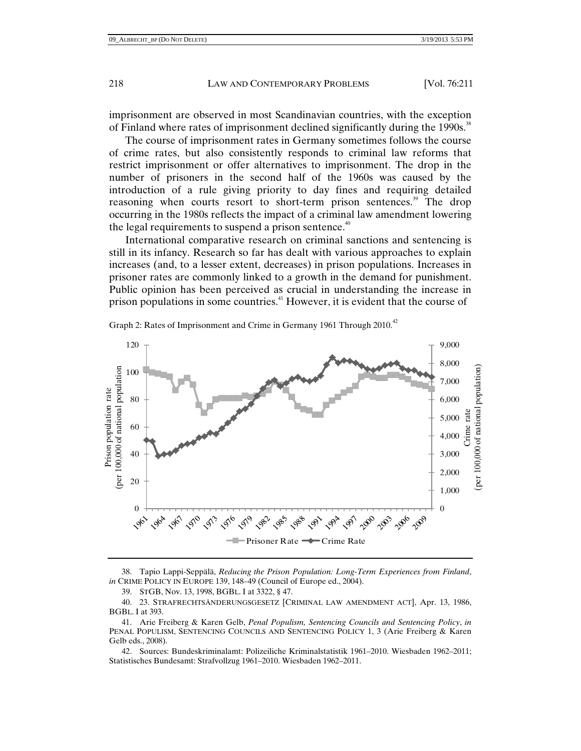imprisonment are observed in most Scandinavian countries, with the exception of Finland where rates of imprisonment declined significantly during the 1990s.[38]

The course of imprisonment rates in Germany sometimes follows the course of crime rates, but also consistently responds to criminal law reforms that restrict imprisonment or offer alternatives to imprisonment. The drop in the number of prisoners in the second half of the 1960s was caused by the introduction of a rule giving priority to day fines and requiring detailed reasoning when courts resort to short-term prison sentences.[39] The drop occurring in the 1980s reflects the impact of a criminal law amendment lowering the legal requirements to suspend a prison sentence.[40]

International comparative research on criminal sanctions and sentencing is still in its infancy. Research so far has dealt with various approaches to explain increases (and, to a lesser extent, decreases) in prison populations. Increases in prisoner rates are commonly linked to a growth in the demand for punishment. Public opinion has been perceived as crucial in understanding the increase in prison populations in some countries.[41] However, it is evident that the course of

Graph 2: Rates of Imprisonment and Crime in Germany 1961 Through 2010.[42]

---

38. Tapio Lappi-Seppälä, *Reducing the Prison Population: Long-Term Experiences from Finland*, *in* CRIME POLICY IN EUROPE 139, 148–49 (Council of Europe ed., 2004).

39. STGB, Nov. 13, 1998, BGBL. I at 3322, § 47.

40. 23. STRAFRECHTSÄNDERUNGSGESETZ [CRIMINAL LAW AMENDMENT ACT], Apr. 13, 1986, BGBL. I at 393.

41. Arie Freiberg & Karen Gelb, *Penal Populism, Sentencing Councils and Sentencing Policy*, *in* PENAL POPULISM, SENTENCING COUNCILS AND SENTENCING POLICY 1, 3 (Arie Freiberg & Karen Gelb eds., 2008).

42. Sources: Bundeskriminalamt: Polizeiliche Kriminalstatistik 1961–2010. Wiesbaden 1962–2011; Statistisches Bundesamt: Strafvollzug 1961–2010. Wiesbaden 1962–2011.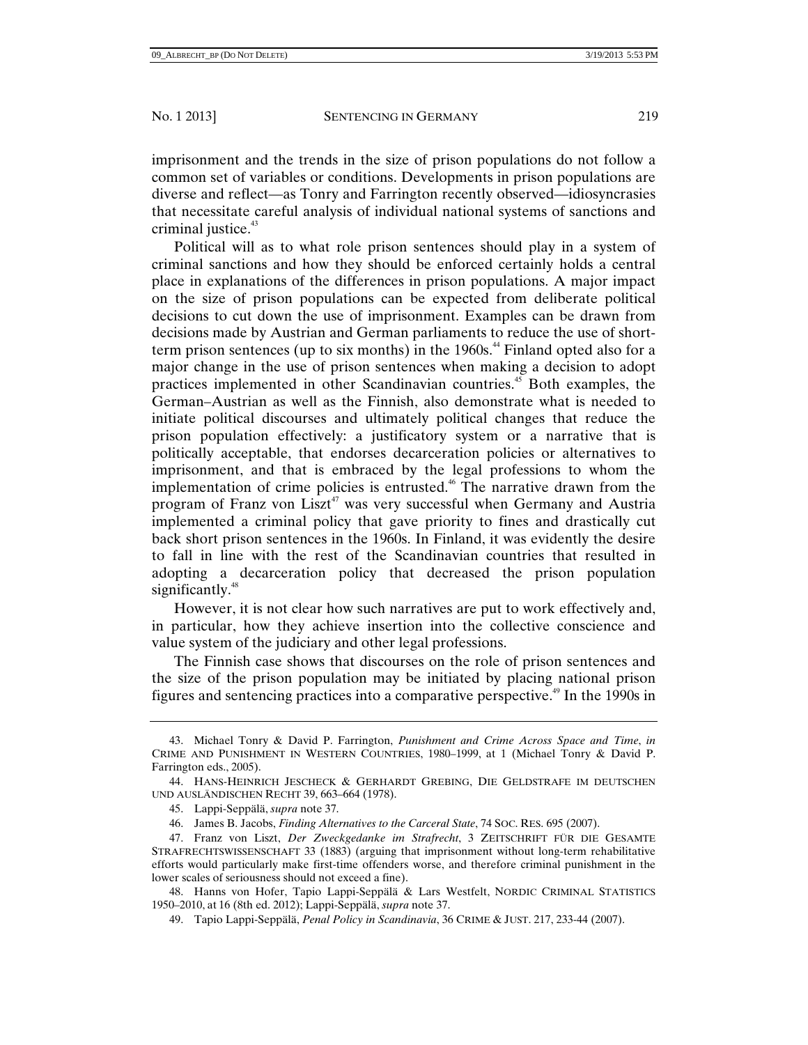imprisonment and the trends in the size of prison populations do not follow a common set of variables or conditions. Developments in prison populations are diverse and reflect—as Tonry and Farrington recently observed—idiosyncrasies that necessitate careful analysis of individual national systems of sanctions and criminal justice.[43]

Political will as to what role prison sentences should play in a system of criminal sanctions and how they should be enforced certainly holds a central place in explanations of the differences in prison populations. A major impact on the size of prison populations can be expected from deliberate political decisions to cut down the use of imprisonment. Examples can be drawn from decisions made by Austrian and German parliaments to reduce the use of short-term prison sentences (up to six months) in the 1960s.[44] Finland opted also for a major change in the use of prison sentences when making a decision to adopt practices implemented in other Scandinavian countries.[45] Both examples, the German–Austrian as well as the Finnish, also demonstrate what is needed to initiate political discourses and ultimately political changes that reduce the prison population effectively: a justificatory system or a narrative that is politically acceptable, that endorses decarceration policies or alternatives to imprisonment, and that is embraced by the legal professions to whom the implementation of crime policies is entrusted.[46] The narrative drawn from the program of Franz von Liszt[47] was very successful when Germany and Austria implemented a criminal policy that gave priority to fines and drastically cut back short prison sentences in the 1960s. In Finland, it was evidently the desire to fall in line with the rest of the Scandinavian countries that resulted in adopting a decarceration policy that decreased the prison population significantly.[48]

However, it is not clear how such narratives are put to work effectively and, in particular, how they achieve insertion into the collective conscience and value system of the judiciary and other legal professions.

The Finnish case shows that discourses on the role of prison sentences and the size of the prison population may be initiated by placing national prison figures and sentencing practices into a comparative perspective.[49] In the 1990s in

---

43. Michael Tonry & David P. Farrington, *Punishment and Crime Across Space and Time*, *in* CRIME AND PUNISHMENT IN WESTERN COUNTRIES, 1980–1999, at 1 (Michael Tonry & David P. Farrington eds., 2005).

44. HANS-HEINRICH JESCHECK & GERHARDT GREBING, DIE GELDSTRAFE IM DEUTSCHEN UND AUSLÄNDISCHEN RECHT 39, 663–664 (1978).

45. Lappi-Seppälä, *supra* note 37.

46. James B. Jacobs, *Finding Alternatives to the Carceral State*, 74 SOC. RES. 695 (2007).

47. Franz von Liszt, *Der Zweckgedanke im Strafrecht*, 3 ZEITSCHRIFT FÜR DIE GESAMTE STRAFRECHTSWISSENSCHAFT 33 (1883) (arguing that imprisonment without long-term rehabilitative efforts would particularly make first-time offenders worse, and therefore criminal punishment in the lower scales of seriousness should not exceed a fine).

48. Hanns von Hofer, Tapio Lappi-Seppälä & Lars Westfelt, NORDIC CRIMINAL STATISTICS 1950–2010, at 16 (8th ed. 2012); Lappi-Seppälä, *supra* note 37.

49. Tapio Lappi-Seppälä, *Penal Policy in Scandinavia*, 36 CRIME & JUST. 217, 233-44 (2007).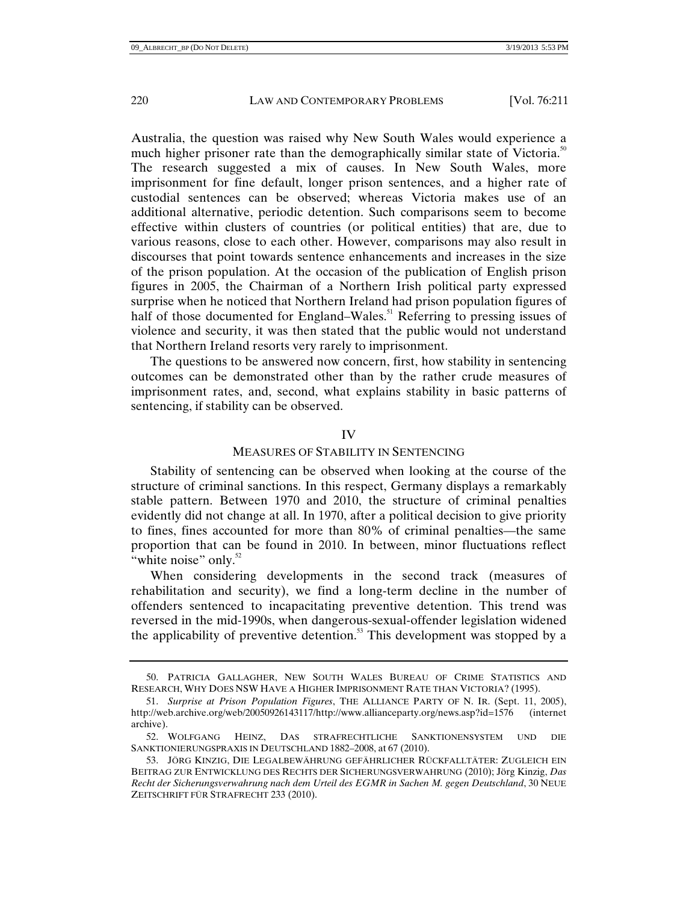Australia, the question was raised why New South Wales would experience a much higher prisoner rate than the demographically similar state of Victoria.[50] The research suggested a mix of causes. In New South Wales, more imprisonment for fine default, longer prison sentences, and a higher rate of custodial sentences can be observed; whereas Victoria makes use of an additional alternative, periodic detention. Such comparisons seem to become effective within clusters of countries (or political entities) that are, due to various reasons, close to each other. However, comparisons may also result in discourses that point towards sentence enhancements and increases in the size of the prison population. At the occasion of the publication of English prison figures in 2005, the Chairman of a Northern Irish political party expressed surprise when he noticed that Northern Ireland had prison population figures of half of those documented for England–Wales.[51] Referring to pressing issues of violence and security, it was then stated that the public would not understand that Northern Ireland resorts very rarely to imprisonment.

The questions to be answered now concern, first, how stability in sentencing outcomes can be demonstrated other than by the rather crude measures of imprisonment rates, and, second, what explains stability in basic patterns of sentencing, if stability can be observed.

## IV

## MEASURES OF STABILITY IN SENTENCING

Stability of sentencing can be observed when looking at the course of the structure of criminal sanctions. In this respect, Germany displays a remarkably stable pattern. Between 1970 and 2010, the structure of criminal penalties evidently did not change at all. In 1970, after a political decision to give priority to fines, fines accounted for more than 80% of criminal penalties—the same proportion that can be found in 2010. In between, minor fluctuations reflect "white noise" only.[52]

When considering developments in the second track (measures of rehabilitation and security), we find a long-term decline in the number of offenders sentenced to incapacitating preventive detention. This trend was reversed in the mid-1990s, when dangerous-sexual-offender legislation widened the applicability of preventive detention.[53] This development was stopped by a

---

50. PATRICIA GALLAGHER, NEW SOUTH WALES BUREAU OF CRIME STATISTICS AND RESEARCH, WHY DOES NSW HAVE A HIGHER IMPRISONMENT RATE THAN VICTORIA? (1995).

51. *Surprise at Prison Population Figures*, THE ALLIANCE PARTY OF N. IR. (Sept. 11, 2005), http://web.archive.org/web/20050926143117/http://www.allianceparty.org/news.asp?id=1576 (internet archive).

52. WOLFGANG HEINZ, DAS STRAFRECHTLICHE SANKTIONENSYSTEM UND DIE SANKTIONIERUNGSPRAXIS IN DEUTSCHLAND 1882–2008, at 67 (2010).

53. JÖRG KINZIG, DIE LEGALBEWÄHRUNG GEFÄHRLICHER RÜCKFALLTÄTER: ZUGLEICH EIN BEITRAG ZUR ENTWICKLUNG DES RECHTS DER SICHERUNGSVERWAHRUNG (2010); Jörg Kinzig, *Das Recht der Sicherungsverwahrung nach dem Urteil des EGMR in Sachen M. gegen Deutschland*, 30 NEUE ZEITSCHRIFT FÜR STRAFRECHT 233 (2010).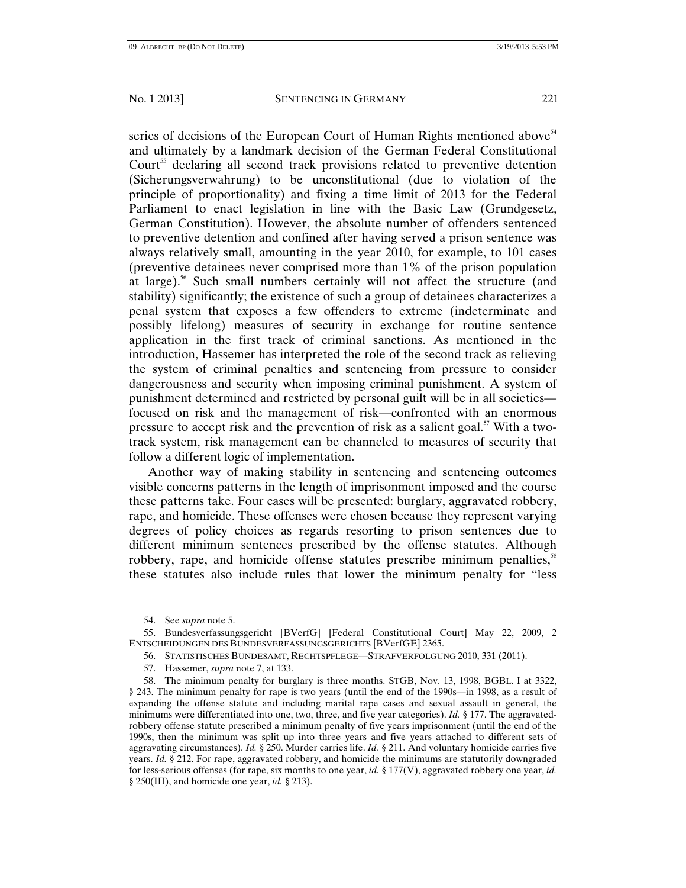series of decisions of the European Court of Human Rights mentioned above[54] and ultimately by a landmark decision of the German Federal Constitutional Court[55] declaring all second track provisions related to preventive detention (Sicherungsverwahrung) to be unconstitutional (due to violation of the principle of proportionality) and fixing a time limit of 2013 for the Federal Parliament to enact legislation in line with the Basic Law (Grundgesetz, German Constitution). However, the absolute number of offenders sentenced to preventive detention and confined after having served a prison sentence was always relatively small, amounting in the year 2010, for example, to 101 cases (preventive detainees never comprised more than 1% of the prison population at large).[56] Such small numbers certainly will not affect the structure (and stability) significantly; the existence of such a group of detainees characterizes a penal system that exposes a few offenders to extreme (indeterminate and possibly lifelong) measures of security in exchange for routine sentence application in the first track of criminal sanctions. As mentioned in the introduction, Hassemer has interpreted the role of the second track as relieving the system of criminal penalties and sentencing from pressure to consider dangerousness and security when imposing criminal punishment. A system of punishment determined and restricted by personal guilt will be in all societies—focused on risk and the management of risk—confronted with an enormous pressure to accept risk and the prevention of risk as a salient goal.[57] With a two-track system, risk management can be channeled to measures of security that follow a different logic of implementation.

Another way of making stability in sentencing and sentencing outcomes visible concerns patterns in the length of imprisonment imposed and the course these patterns take. Four cases will be presented: burglary, aggravated robbery, rape, and homicide. These offenses were chosen because they represent varying degrees of policy choices as regards resorting to prison sentences due to different minimum sentences prescribed by the offense statutes. Although robbery, rape, and homicide offense statutes prescribe minimum penalties,[58] these statutes also include rules that lower the minimum penalty for "less

---

54. See *supra* note 5.

55. Bundesverfassungsgericht [BVerfG] [Federal Constitutional Court] May 22, 2009, 2 ENTSCHEIDUNGEN DES BUNDESVERFASSUNGSGERICHTS [BVerfGE] 2365.

56. STATISTISCHES BUNDESAMT, RECHTSPFLEGE—STRAFVERFOLGUNG 2010, 331 (2011).

57. Hassemer, *supra* note 7, at 133.

58. The minimum penalty for burglary is three months. STGB, Nov. 13, 1998, BGBL. I at 3322, § 243. The minimum penalty for rape is two years (until the end of the 1990s—in 1998, as a result of expanding the offense statute and including marital rape cases and sexual assault in general, the minimums were differentiated into one, two, three, and five year categories). *Id.* § 177. The aggravated-robbery offense statute prescribed a minimum penalty of five years imprisonment (until the end of the 1990s, then the minimum was split up into three years and five years attached to different sets of aggravating circumstances). *Id.* § 250. Murder carries life. *Id.* § 211. And voluntary homicide carries five years. *Id.* § 212. For rape, aggravated robbery, and homicide the minimums are statutorily downgraded for less-serious offenses (for rape, six months to one year, *id.* § 177(V), aggravated robbery one year, *id.* § 250(III), and homicide one year, *id.* § 213).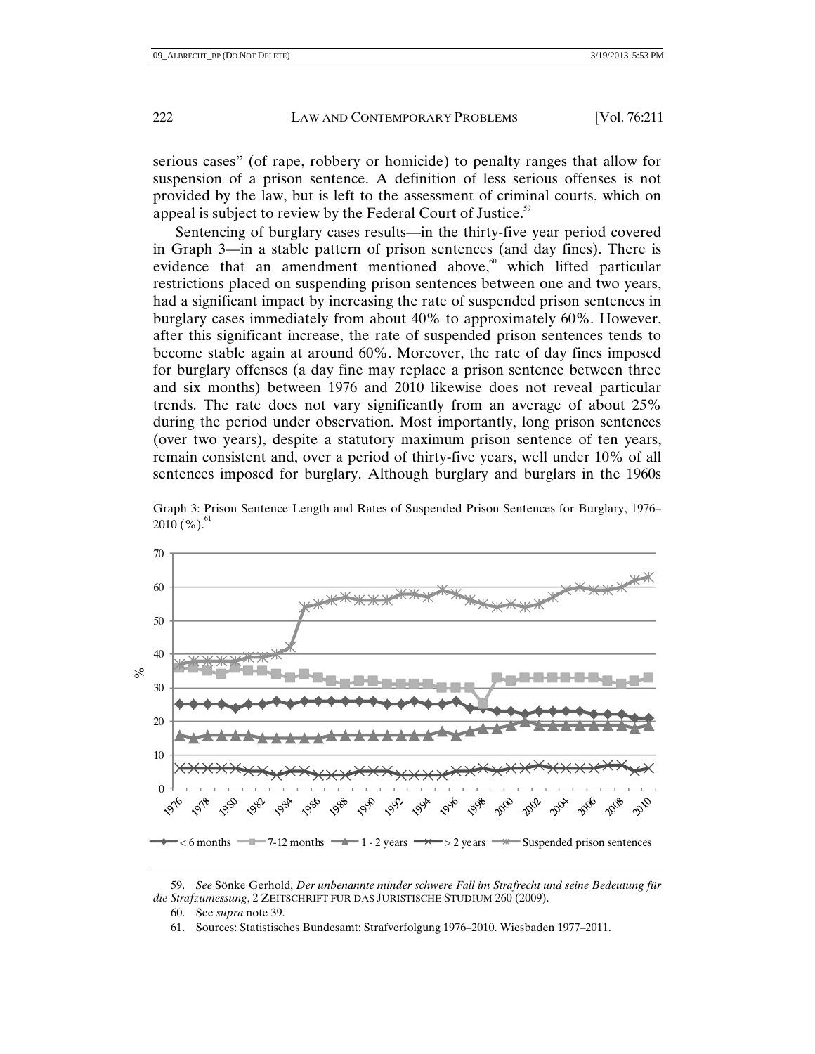serious cases" (of rape, robbery or homicide) to penalty ranges that allow for suspension of a prison sentence. A definition of less serious offenses is not provided by the law, but is left to the assessment of criminal courts, which on appeal is subject to review by the Federal Court of Justice.[59]

Sentencing of burglary cases results—in the thirty-five year period covered in Graph 3—in a stable pattern of prison sentences (and day fines). There is evidence that an amendment mentioned above,[60] which lifted particular restrictions placed on suspending prison sentences between one and two years, had a significant impact by increasing the rate of suspended prison sentences in burglary cases immediately from about 40% to approximately 60%. However, after this significant increase, the rate of suspended prison sentences tends to become stable again at around 60%. Moreover, the rate of day fines imposed for burglary offenses (a day fine may replace a prison sentence between three and six months) between 1976 and 2010 likewise does not reveal particular trends. The rate does not vary significantly from an average of about 25% during the period under observation. Most importantly, long prison sentences (over two years), despite a statutory maximum prison sentence of ten years, remain consistent and, over a period of thirty-five years, well under 10% of all sentences imposed for burglary. Although burglary and burglars in the 1960s

Graph 3: Prison Sentence Length and Rates of Suspended Prison Sentences for Burglary, 1976–2010 (%).[61]

59. *See* Sönke Gerhold, *Der unbenannte minder schwere Fall im Strafrecht und seine Bedeutung für die Strafzumessung*, 2 ZEITSCHRIFT FÜR DAS JURISTISCHE STUDIUM 260 (2009).

60. See *supra* note 39.

61. Sources: Statistisches Bundesamt: Strafverfolgung 1976–2010. Wiesbaden 1977–2011.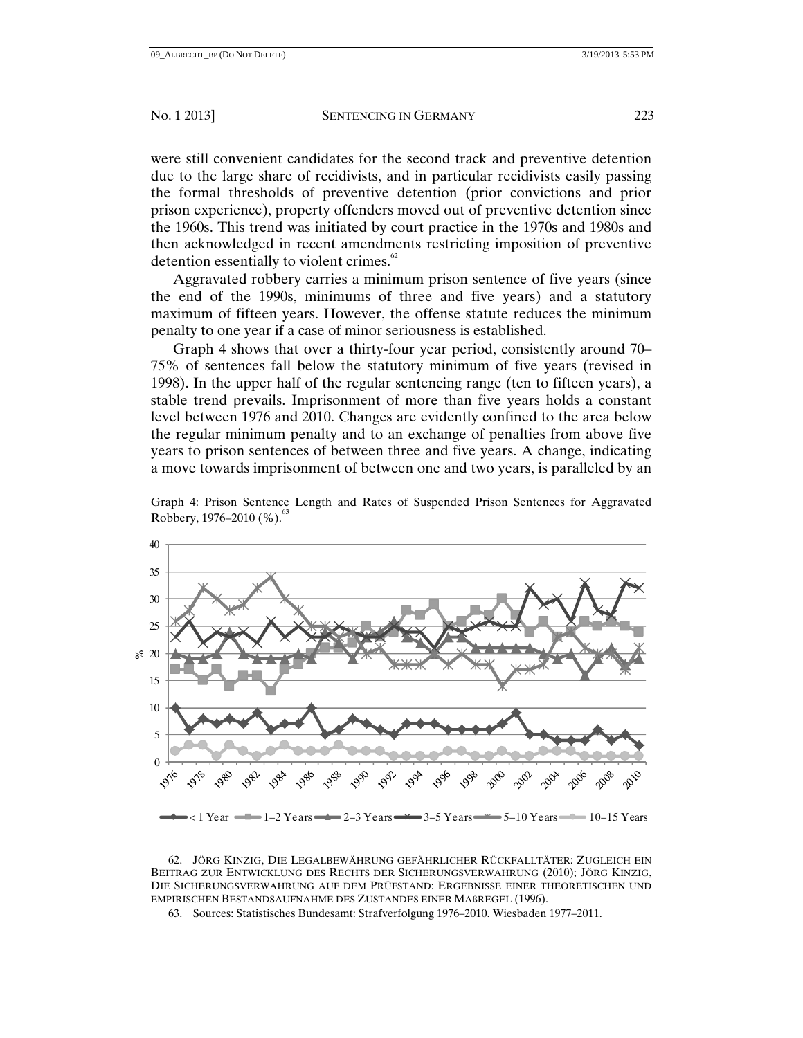were still convenient candidates for the second track and preventive detention due to the large share of recidivists, and in particular recidivists easily passing the formal thresholds of preventive detention (prior convictions and prior prison experience), property offenders moved out of preventive detention since the 1960s. This trend was initiated by court practice in the 1970s and 1980s and then acknowledged in recent amendments restricting imposition of preventive detention essentially to violent crimes.[62]

Aggravated robbery carries a minimum prison sentence of five years (since the end of the 1990s, minimums of three and five years) and a statutory maximum of fifteen years. However, the offense statute reduces the minimum penalty to one year if a case of minor seriousness is established.

Graph 4 shows that over a thirty-four year period, consistently around 70–75% of sentences fall below the statutory minimum of five years (revised in 1998). In the upper half of the regular sentencing range (ten to fifteen years), a stable trend prevails. Imprisonment of more than five years holds a constant level between 1976 and 2010. Changes are evidently confined to the area below the regular minimum penalty and to an exchange of penalties from above five years to prison sentences of between three and five years. A change, indicating a move towards imprisonment of between one and two years, is paralleled by an

Graph 4: Prison Sentence Length and Rates of Suspended Prison Sentences for Aggravated Robbery, 1976–2010 (%).[63]

62. Jörg Kinzig, Die Legalbewährung gefährlicher Rückfalltäter: Zugleich ein Beitrag zur Entwicklung des Rechts der Sicherungsverwahrung (2010); Jörg Kinzig, Die Sicherungsverwahrung auf dem Prüfstand: Ergebnisse einer theoretischen und empirischen Bestandsaufnahme des Zustandes einer Maßregel (1996).

63. Sources: Statistisches Bundesamt: Strafverfolgung 1976–2010. Wiesbaden 1977–2011.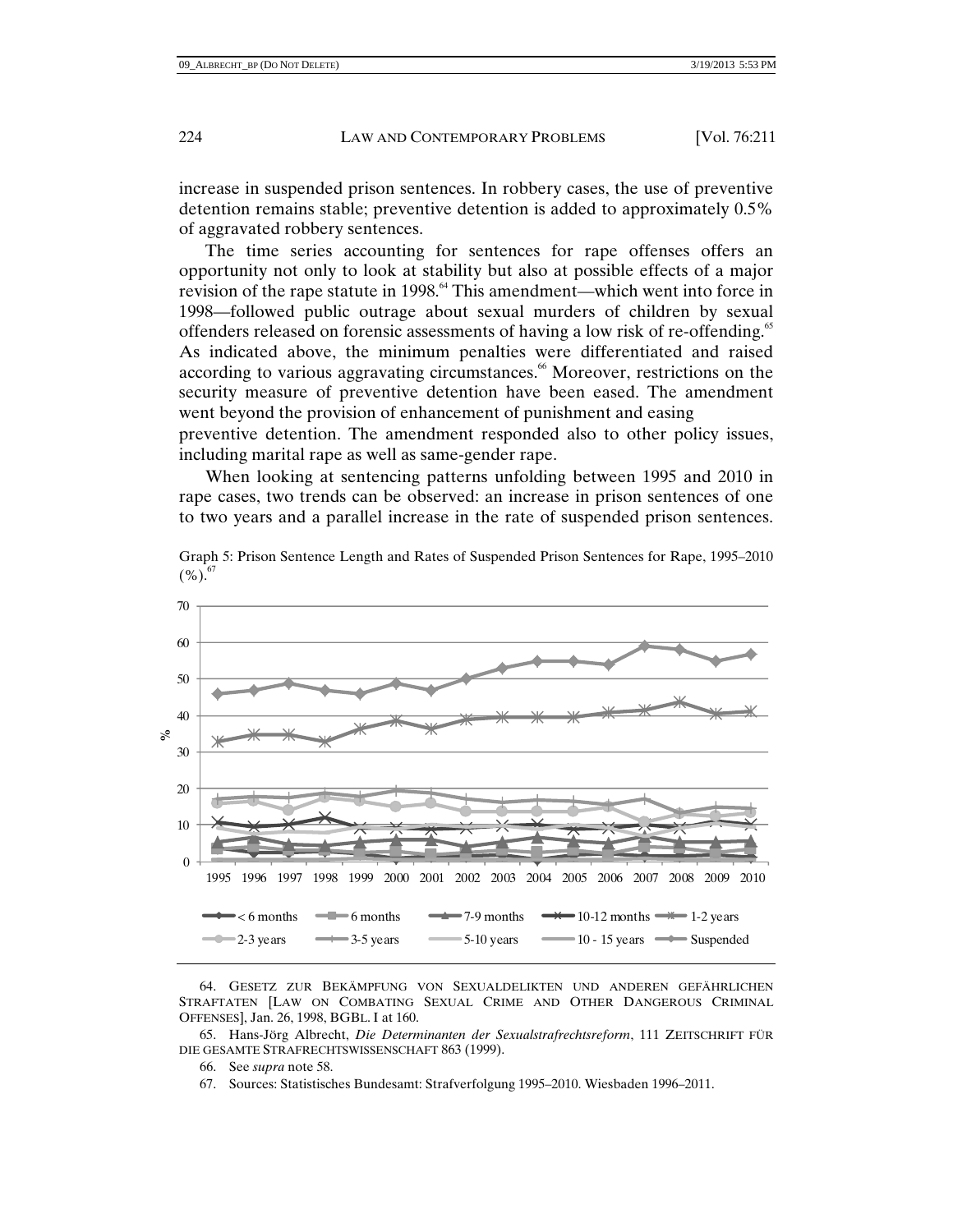increase in suspended prison sentences. In robbery cases, the use of preventive detention remains stable; preventive detention is added to approximately 0.5% of aggravated robbery sentences.

The time series accounting for sentences for rape offenses offers an opportunity not only to look at stability but also at possible effects of a major revision of the rape statute in 1998.[64] This amendment—which went into force in 1998—followed public outrage about sexual murders of children by sexual offenders released on forensic assessments of having a low risk of re-offending.[65] As indicated above, the minimum penalties were differentiated and raised according to various aggravating circumstances.[66] Moreover, restrictions on the security measure of preventive detention have been eased. The amendment went beyond the provision of enhancement of punishment and easing preventive detention. The amendment responded also to other policy issues, including marital rape as well as same-gender rape.

When looking at sentencing patterns unfolding between 1995 and 2010 in rape cases, two trends can be observed: an increase in prison sentences of one to two years and a parallel increase in the rate of suspended prison sentences.

Graph 5: Prison Sentence Length and Rates of Suspended Prison Sentences for Rape, 1995–2010 (%).[67]

64. GESETZ ZUR BEKÄMPFUNG VON SEXUALDELIKTEN UND ANDEREN GEFÄHRLICHEN STRAFTATEN [LAW ON COMBATING SEXUAL CRIME AND OTHER DANGEROUS CRIMINAL OFFENSES], Jan. 26, 1998, BGBL. I at 160.

65. Hans-Jörg Albrecht, *Die Determinanten der Sexualstrafrechtsreform*, 111 ZEITSCHRIFT FÜR DIE GESAMTE STRAFRECHTSWISSENSCHAFT 863 (1999).

66. See *supra* note 58.

67. Sources: Statistisches Bundesamt: Strafverfolgung 1995–2010. Wiesbaden 1996–2011.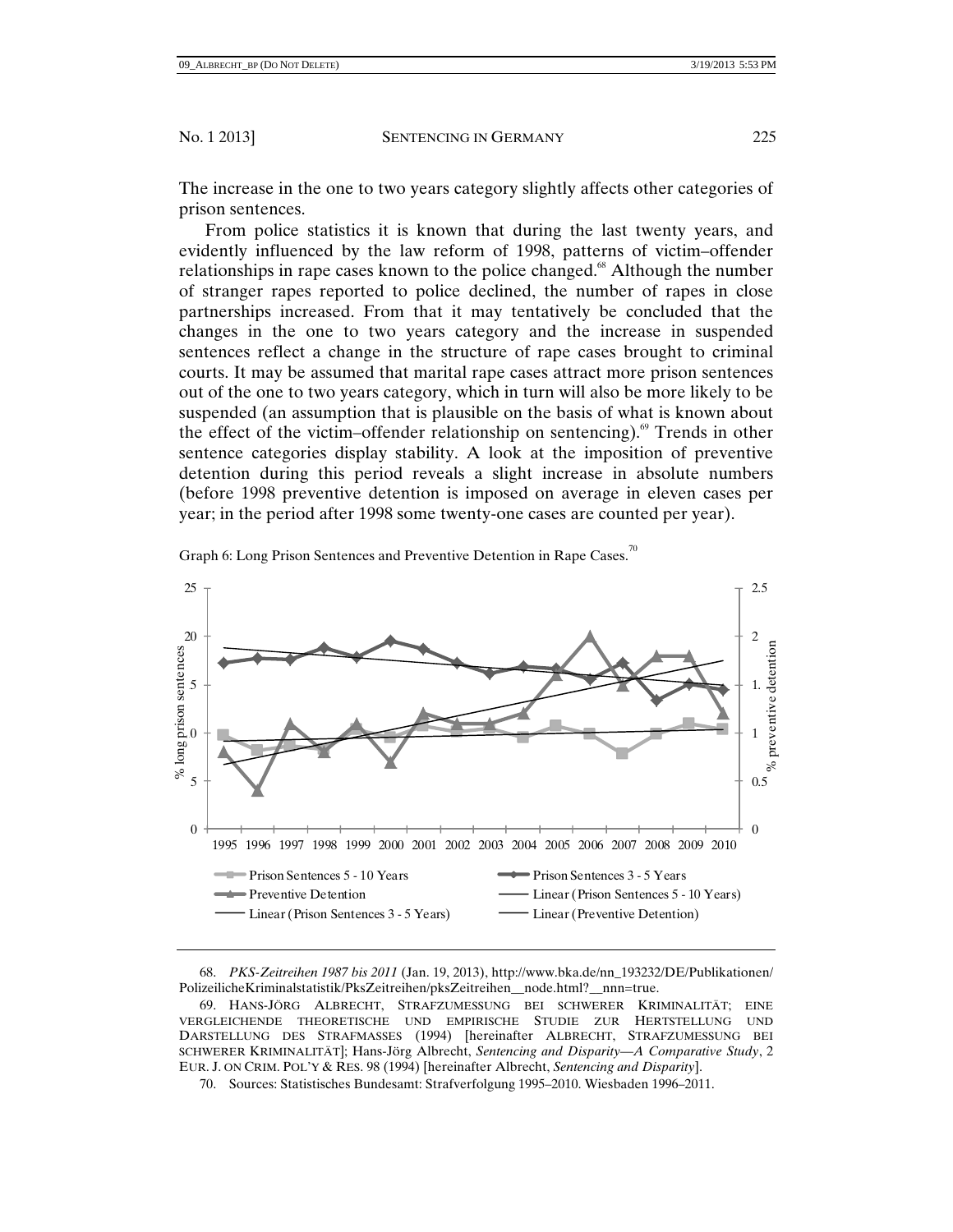The increase in the one to two years category slightly affects other categories of prison sentences.

From police statistics it is known that during the last twenty years, and evidently influenced by the law reform of 1998, patterns of victim–offender relationships in rape cases known to the police changed.[68] Although the number of stranger rapes reported to police declined, the number of rapes in close partnerships increased. From that it may tentatively be concluded that the changes in the one to two years category and the increase in suspended sentences reflect a change in the structure of rape cases brought to criminal courts. It may be assumed that marital rape cases attract more prison sentences out of the one to two years category, which in turn will also be more likely to be suspended (an assumption that is plausible on the basis of what is known about the effect of the victim–offender relationship on sentencing).[69] Trends in other sentence categories display stability. A look at the imposition of preventive detention during this period reveals a slight increase in absolute numbers (before 1998 preventive detention is imposed on average in eleven cases per year; in the period after 1998 some twenty-one cases are counted per year).

Graph 6: Long Prison Sentences and Preventive Detention in Rape Cases.[70]

68. *PKS-Zeitreihen 1987 bis 2011* (Jan. 19, 2013), http://www.bka.de/nn_193232/DE/Publikationen/PolizeilicheKriminalstatistik/PksZeitreihen/pksZeitreihen__node.html?__nnn=true.

69. HANS-JÖRG ALBRECHT, STRAFZUMESSUNG BEI SCHWERER KRIMINALITÄT; EINE VERGLEICHENDE THEORETISCHE UND EMPIRISCHE STUDIE ZUR HERTSTELLUNG UND DARSTELLUNG DES STRAFMASSES (1994) [hereinafter ALBRECHT, STRAFZUMESSUNG BEI SCHWERER KRIMINALITÄT]; Hans-Jörg Albrecht, *Sentencing and Disparity—A Comparative Study*, 2 EUR. J. ON CRIM. POL'Y & RES. 98 (1994) [hereinafter Albrecht, *Sentencing and Disparity*].

70. Sources: Statistisches Bundesamt: Strafverfolgung 1995–2010. Wiesbaden 1996–2011.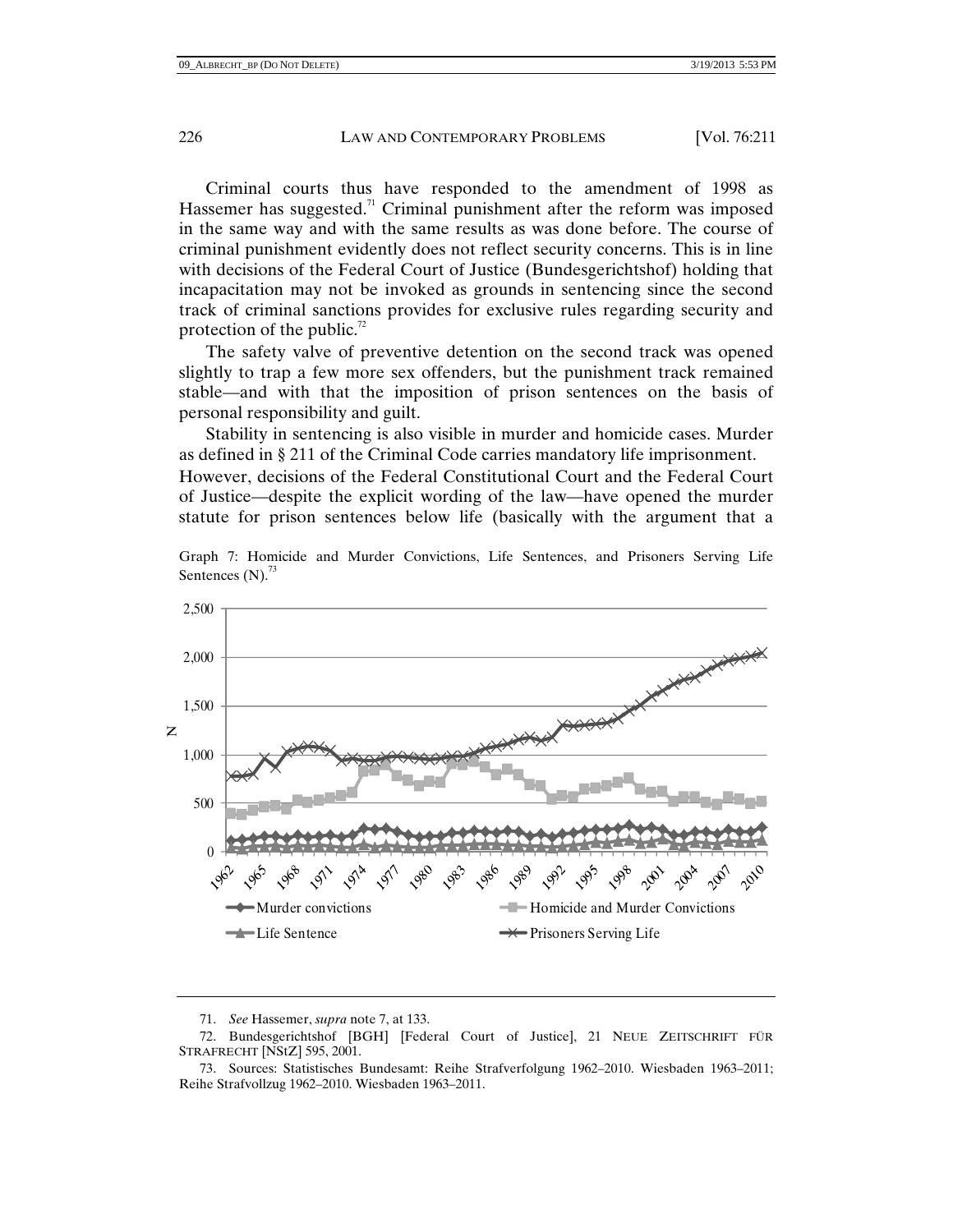Criminal courts thus have responded to the amendment of 1998 as Hassemer has suggested.[71] Criminal punishment after the reform was imposed in the same way and with the same results as was done before. The course of criminal punishment evidently does not reflect security concerns. This is in line with decisions of the Federal Court of Justice (Bundesgerichtshof) holding that incapacitation may not be invoked as grounds in sentencing since the second track of criminal sanctions provides for exclusive rules regarding security and protection of the public.[72]

The safety valve of preventive detention on the second track was opened slightly to trap a few more sex offenders, but the punishment track remained stable—and with that the imposition of prison sentences on the basis of personal responsibility and guilt.

Stability in sentencing is also visible in murder and homicide cases. Murder as defined in § 211 of the Criminal Code carries mandatory life imprisonment. However, decisions of the Federal Constitutional Court and the Federal Court of Justice—despite the explicit wording of the law—have opened the murder statute for prison sentences below life (basically with the argument that a

Graph 7: Homicide and Murder Convictions, Life Sentences, and Prisoners Serving Life Sentences (N).[73]

---

71. *See* Hassemer, *supra* note 7, at 133.

72. Bundesgerichtshof [BGH] [Federal Court of Justice], 21 NEUE ZEITSCHRIFT FÜR STRAFRECHT [NStZ] 595, 2001.

73. Sources: Statistisches Bundesamt: Reihe Strafverfolgung 1962–2010. Wiesbaden 1963–2011; Reihe Strafvollzug 1962–2010. Wiesbaden 1963–2011.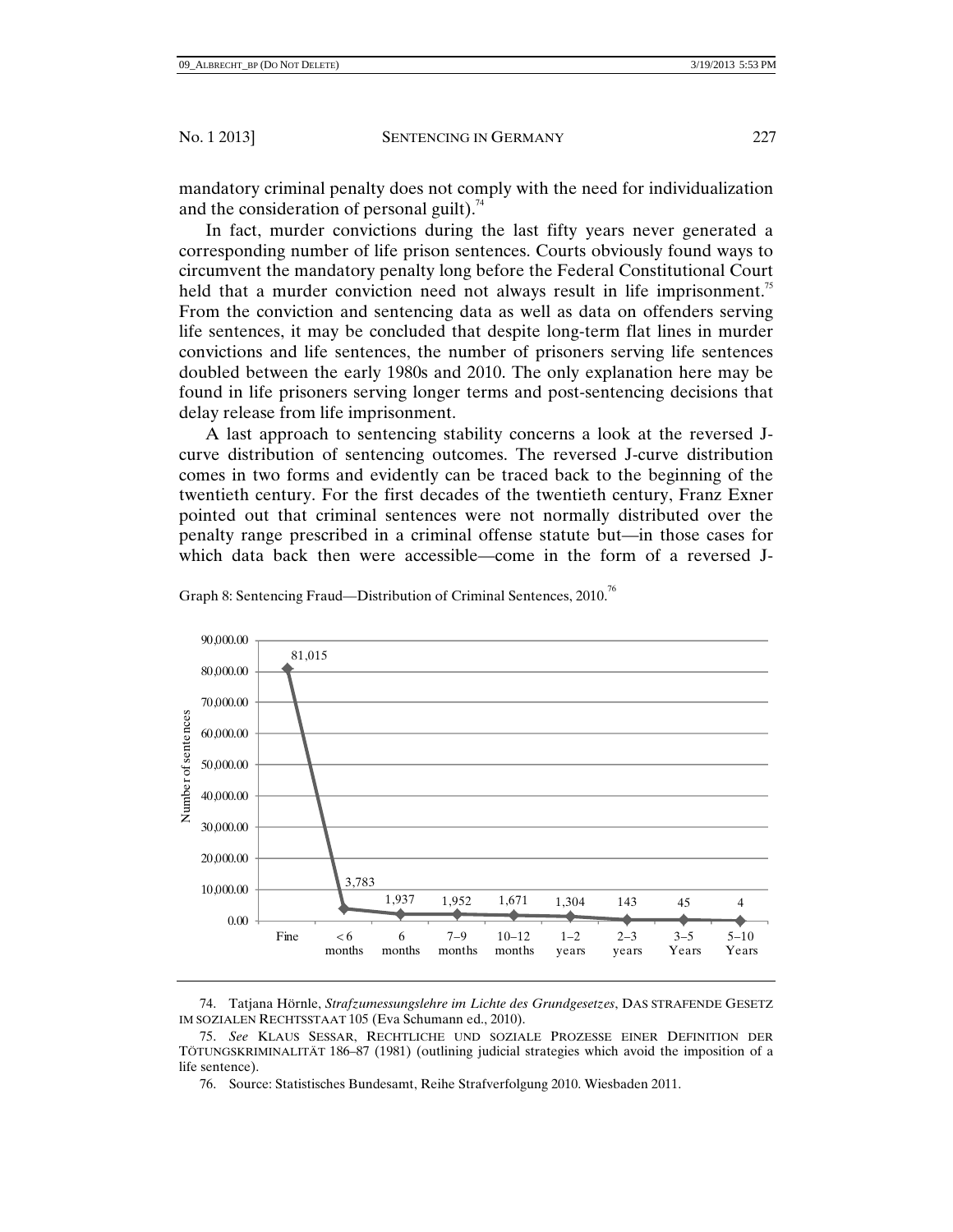mandatory criminal penalty does not comply with the need for individualization and the consideration of personal guilt).[74]

In fact, murder convictions during the last fifty years never generated a corresponding number of life prison sentences. Courts obviously found ways to circumvent the mandatory penalty long before the Federal Constitutional Court held that a murder conviction need not always result in life imprisonment.[75] From the conviction and sentencing data as well as data on offenders serving life sentences, it may be concluded that despite long-term flat lines in murder convictions and life sentences, the number of prisoners serving life sentences doubled between the early 1980s and 2010. The only explanation here may be found in life prisoners serving longer terms and post-sentencing decisions that delay release from life imprisonment.

A last approach to sentencing stability concerns a look at the reversed J-curve distribution of sentencing outcomes. The reversed J-curve distribution comes in two forms and evidently can be traced back to the beginning of the twentieth century. For the first decades of the twentieth century, Franz Exner pointed out that criminal sentences were not normally distributed over the penalty range prescribed in a criminal offense statute but—in those cases for which data back then were accessible—come in the form of a reversed J-

Graph 8: Sentencing Fraud—Distribution of Criminal Sentences, 2010.[76]

| Sentence | Number of sentences |
|---|---|
| Fine | 81,015 |
| < 6 months | 3,783 |
| 6 months | 1,937 |
| 7–9 months | 1,952 |
| 10–12 months | 1,671 |
| 1–2 years | 1,304 |
| 2–3 years | 143 |
| 3–5 Years | 45 |
| 5–10 Years | 4 |

74. Tatjana Hörnle, *Strafzumessungslehre im Lichte des Grundgesetzes*, DAS STRAFENDE GESETZ IM SOZIALEN RECHTSSTAAT 105 (Eva Schumann ed., 2010).

75. *See* KLAUS SESSAR, RECHTLICHE UND SOZIALE PROZESSE EINER DEFINITION DER TÖTUNGSKRIMINALITÄT 186–87 (1981) (outlining judicial strategies which avoid the imposition of a life sentence).

76. Source: Statistisches Bundesamt, Reihe Strafverfolgung 2010. Wiesbaden 2011.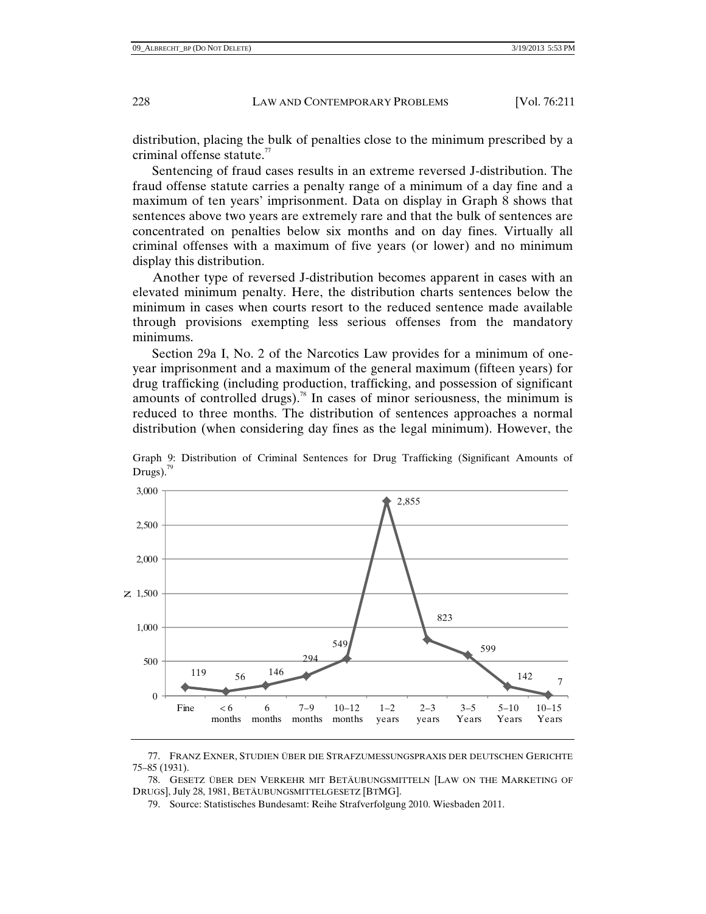distribution, placing the bulk of penalties close to the minimum prescribed by a criminal offense statute.[77]

Sentencing of fraud cases results in an extreme reversed J-distribution. The fraud offense statute carries a penalty range of a minimum of a day fine and a maximum of ten years' imprisonment. Data on display in Graph 8 shows that sentences above two years are extremely rare and that the bulk of sentences are concentrated on penalties below six months and on day fines. Virtually all criminal offenses with a maximum of five years (or lower) and no minimum display this distribution.

Another type of reversed J-distribution becomes apparent in cases with an elevated minimum penalty. Here, the distribution charts sentences below the minimum in cases when courts resort to the reduced sentence made available through provisions exempting less serious offenses from the mandatory minimums.

Section 29a I, No. 2 of the Narcotics Law provides for a minimum of one-year imprisonment and a maximum of the general maximum (fifteen years) for drug trafficking (including production, trafficking, and possession of significant amounts of controlled drugs).[78] In cases of minor seriousness, the minimum is reduced to three months. The distribution of sentences approaches a normal distribution (when considering day fines as the legal minimum). However, the

Graph 9: Distribution of Criminal Sentences for Drug Trafficking (Significant Amounts of Drugs).[79]

| Sentence | N |
|---|---|
| Fine | 119 |
| < 6 months | 56 |
| 6 months | 146 |
| 7–9 months | 294 |
| 10–12 months | 549 |
| 1–2 years | 2,855 |
| 2–3 years | 823 |
| 3–5 Years | 599 |
| 5–10 Years | 142 |
| 10–15 Years | 7 |

77. FRANZ EXNER, STUDIEN ÜBER DIE STRAFZUMESSUNGSPRAXIS DER DEUTSCHEN GERICHTE 75–85 (1931).

78. GESETZ ÜBER DEN VERKEHR MIT BETÄUBUNGSMITTELN [LAW ON THE MARKETING OF DRUGS], July 28, 1981, BETÄUBUNGSMITTELGESETZ [BTMG].

79. Source: Statistisches Bundesamt: Reihe Strafverfolgung 2010. Wiesbaden 2011.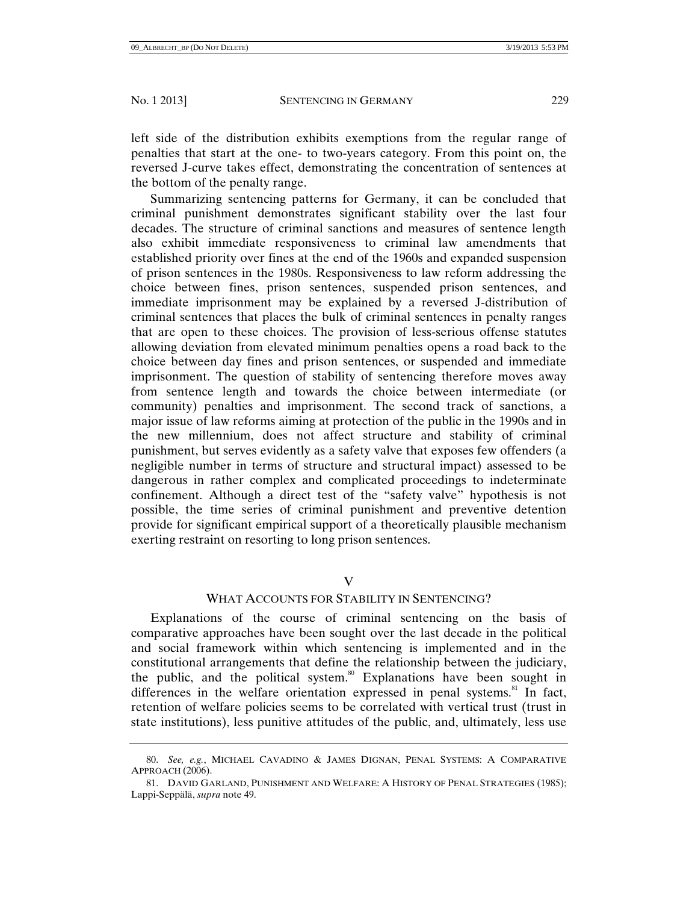left side of the distribution exhibits exemptions from the regular range of penalties that start at the one- to two-years category. From this point on, the reversed J-curve takes effect, demonstrating the concentration of sentences at the bottom of the penalty range.

Summarizing sentencing patterns for Germany, it can be concluded that criminal punishment demonstrates significant stability over the last four decades. The structure of criminal sanctions and measures of sentence length also exhibit immediate responsiveness to criminal law amendments that established priority over fines at the end of the 1960s and expanded suspension of prison sentences in the 1980s. Responsiveness to law reform addressing the choice between fines, prison sentences, suspended prison sentences, and immediate imprisonment may be explained by a reversed J-distribution of criminal sentences that places the bulk of criminal sentences in penalty ranges that are open to these choices. The provision of less-serious offense statutes allowing deviation from elevated minimum penalties opens a road back to the choice between day fines and prison sentences, or suspended and immediate imprisonment. The question of stability of sentencing therefore moves away from sentence length and towards the choice between intermediate (or community) penalties and imprisonment. The second track of sanctions, a major issue of law reforms aiming at protection of the public in the 1990s and in the new millennium, does not affect structure and stability of criminal punishment, but serves evidently as a safety valve that exposes few offenders (a negligible number in terms of structure and structural impact) assessed to be dangerous in rather complex and complicated proceedings to indeterminate confinement. Although a direct test of the "safety valve" hypothesis is not possible, the time series of criminal punishment and preventive detention provide for significant empirical support of a theoretically plausible mechanism exerting restraint on resorting to long prison sentences.

## V

## WHAT ACCOUNTS FOR STABILITY IN SENTENCING?

Explanations of the course of criminal sentencing on the basis of comparative approaches have been sought over the last decade in the political and social framework within which sentencing is implemented and in the constitutional arrangements that define the relationship between the judiciary, the public, and the political system.[80] Explanations have been sought in differences in the welfare orientation expressed in penal systems.[81] In fact, retention of welfare policies seems to be correlated with vertical trust (trust in state institutions), less punitive attitudes of the public, and, ultimately, less use

---

80. *See, e.g.*, MICHAEL CAVADINO & JAMES DIGNAN, PENAL SYSTEMS: A COMPARATIVE APPROACH (2006).

81. DAVID GARLAND, PUNISHMENT AND WELFARE: A HISTORY OF PENAL STRATEGIES (1985); Lappi-Seppälä, *supra* note 49.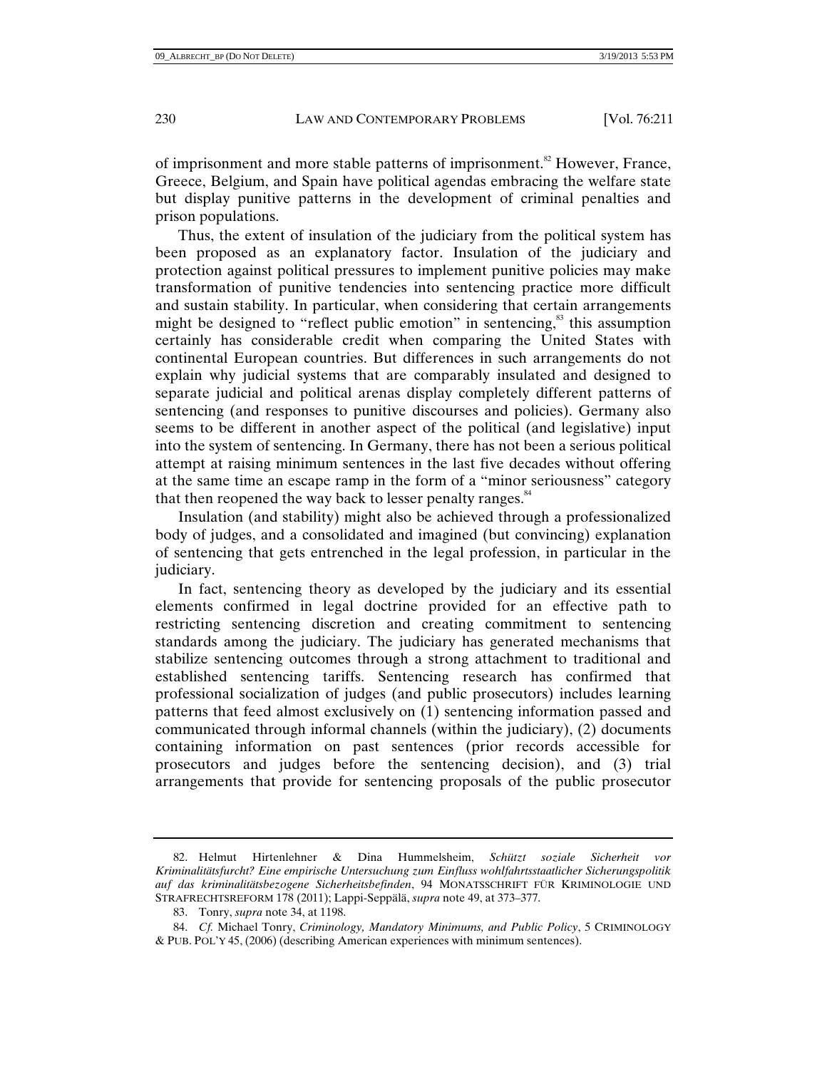of imprisonment and more stable patterns of imprisonment.[82] However, France, Greece, Belgium, and Spain have political agendas embracing the welfare state but display punitive patterns in the development of criminal penalties and prison populations.

Thus, the extent of insulation of the judiciary from the political system has been proposed as an explanatory factor. Insulation of the judiciary and protection against political pressures to implement punitive policies may make transformation of punitive tendencies into sentencing practice more difficult and sustain stability. In particular, when considering that certain arrangements might be designed to "reflect public emotion" in sentencing,[83] this assumption certainly has considerable credit when comparing the United States with continental European countries. But differences in such arrangements do not explain why judicial systems that are comparably insulated and designed to separate judicial and political arenas display completely different patterns of sentencing (and responses to punitive discourses and policies). Germany also seems to be different in another aspect of the political (and legislative) input into the system of sentencing. In Germany, there has not been a serious political attempt at raising minimum sentences in the last five decades without offering at the same time an escape ramp in the form of a "minor seriousness" category that then reopened the way back to lesser penalty ranges.[84]

Insulation (and stability) might also be achieved through a professionalized body of judges, and a consolidated and imagined (but convincing) explanation of sentencing that gets entrenched in the legal profession, in particular in the judiciary.

In fact, sentencing theory as developed by the judiciary and its essential elements confirmed in legal doctrine provided for an effective path to restricting sentencing discretion and creating commitment to sentencing standards among the judiciary. The judiciary has generated mechanisms that stabilize sentencing outcomes through a strong attachment to traditional and established sentencing tariffs. Sentencing research has confirmed that professional socialization of judges (and public prosecutors) includes learning patterns that feed almost exclusively on (1) sentencing information passed and communicated through informal channels (within the judiciary), (2) documents containing information on past sentences (prior records accessible for prosecutors and judges before the sentencing decision), and (3) trial arrangements that provide for sentencing proposals of the public prosecutor

---

82. Helmut Hirtenlehner & Dina Hummelsheim, *Schützt soziale Sicherheit vor Kriminalitätsfurcht? Eine empirische Untersuchung zum Einfluss wohlfahrtsstaatlicher Sicherungspolitik auf das kriminalitätsbezogene Sicherheitsbefinden*, 94 MONATSSCHRIFT FÜR KRIMINOLOGIE UND STRAFRECHTSREFORM 178 (2011); Lappi-Seppälä, *supra* note 49, at 373–377.

83. Tonry, *supra* note 34, at 1198.

84. *Cf.* Michael Tonry, *Criminology, Mandatory Minimums, and Public Policy*, 5 CRIMINOLOGY & PUB. POL'Y 45, (2006) (describing American experiences with minimum sentences).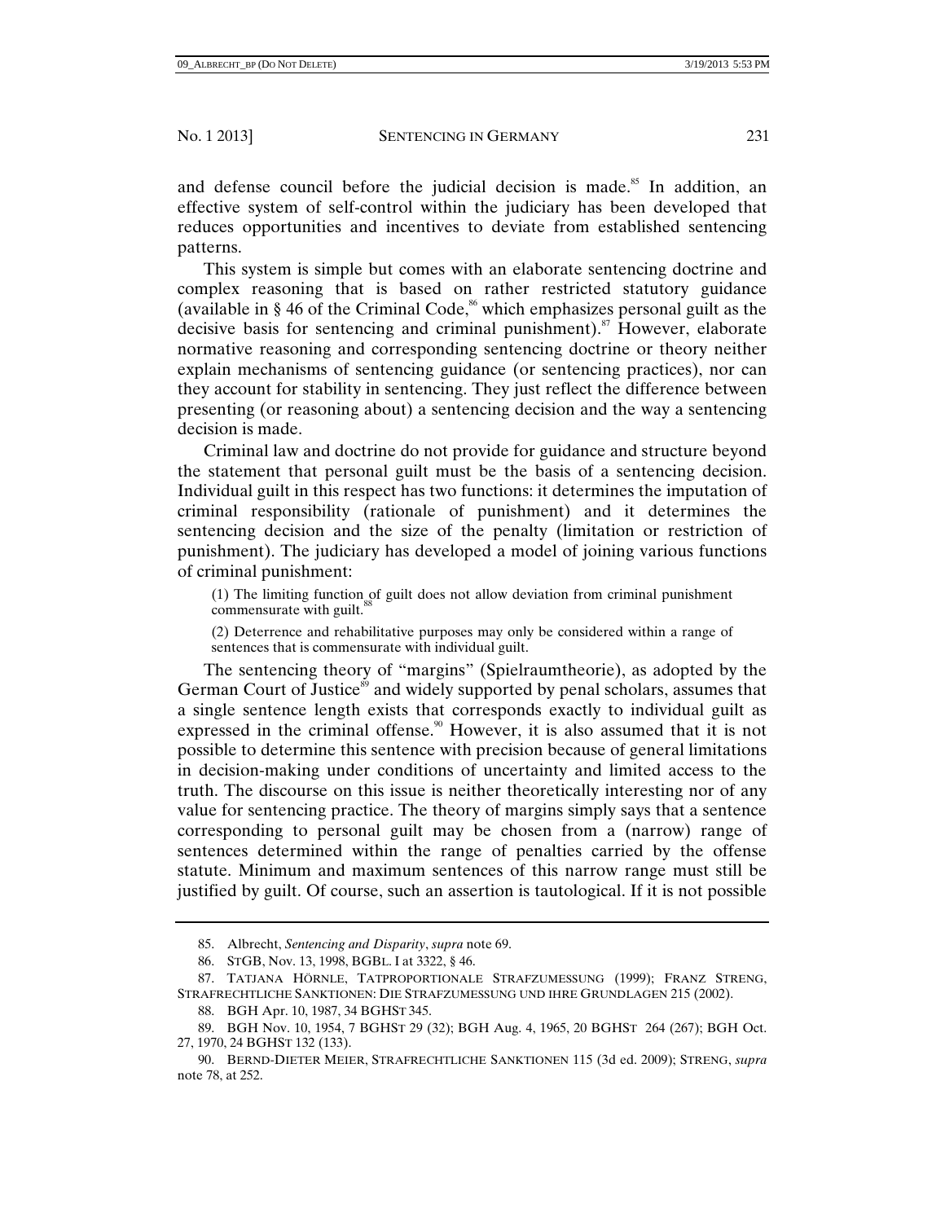and defense council before the judicial decision is made.[85] In addition, an effective system of self-control within the judiciary has been developed that reduces opportunities and incentives to deviate from established sentencing patterns.

This system is simple but comes with an elaborate sentencing doctrine and complex reasoning that is based on rather restricted statutory guidance (available in § 46 of the Criminal Code,[86] which emphasizes personal guilt as the decisive basis for sentencing and criminal punishment).[87] However, elaborate normative reasoning and corresponding sentencing doctrine or theory neither explain mechanisms of sentencing guidance (or sentencing practices), nor can they account for stability in sentencing. They just reflect the difference between presenting (or reasoning about) a sentencing decision and the way a sentencing decision is made.

Criminal law and doctrine do not provide for guidance and structure beyond the statement that personal guilt must be the basis of a sentencing decision. Individual guilt in this respect has two functions: it determines the imputation of criminal responsibility (rationale of punishment) and it determines the sentencing decision and the size of the penalty (limitation or restriction of punishment). The judiciary has developed a model of joining various functions of criminal punishment:

> (1) The limiting function of guilt does not allow deviation from criminal punishment commensurate with guilt.[88]
>
> (2) Deterrence and rehabilitative purposes may only be considered within a range of sentences that is commensurate with individual guilt.

The sentencing theory of "margins" (Spielraumtheorie), as adopted by the German Court of Justice[89] and widely supported by penal scholars, assumes that a single sentence length exists that corresponds exactly to individual guilt as expressed in the criminal offense.[90] However, it is also assumed that it is not possible to determine this sentence with precision because of general limitations in decision-making under conditions of uncertainty and limited access to the truth. The discourse on this issue is neither theoretically interesting nor of any value for sentencing practice. The theory of margins simply says that a sentence corresponding to personal guilt may be chosen from a (narrow) range of sentences determined within the range of penalties carried by the offense statute. Minimum and maximum sentences of this narrow range must still be justified by guilt. Of course, such an assertion is tautological. If it is not possible

---

85. Albrecht, *Sentencing and Disparity*, *supra* note 69.

86. STGB, Nov. 13, 1998, BGBL. I at 3322, § 46.

87. TATJANA HÖRNLE, TATPROPORTIONALE STRAFZUMESSUNG (1999); FRANZ STRENG, STRAFRECHTLICHE SANKTIONEN: DIE STRAFZUMESSUNG UND IHRE GRUNDLAGEN 215 (2002).

88. BGH Apr. 10, 1987, 34 BGHST 345.

89. BGH Nov. 10, 1954, 7 BGHST 29 (32); BGH Aug. 4, 1965, 20 BGHST 264 (267); BGH Oct. 27, 1970, 24 BGHST 132 (133).

90. BERND-DIETER MEIER, STRAFRECHTLICHE SANKTIONEN 115 (3d ed. 2009); STRENG, *supra* note 78, at 252.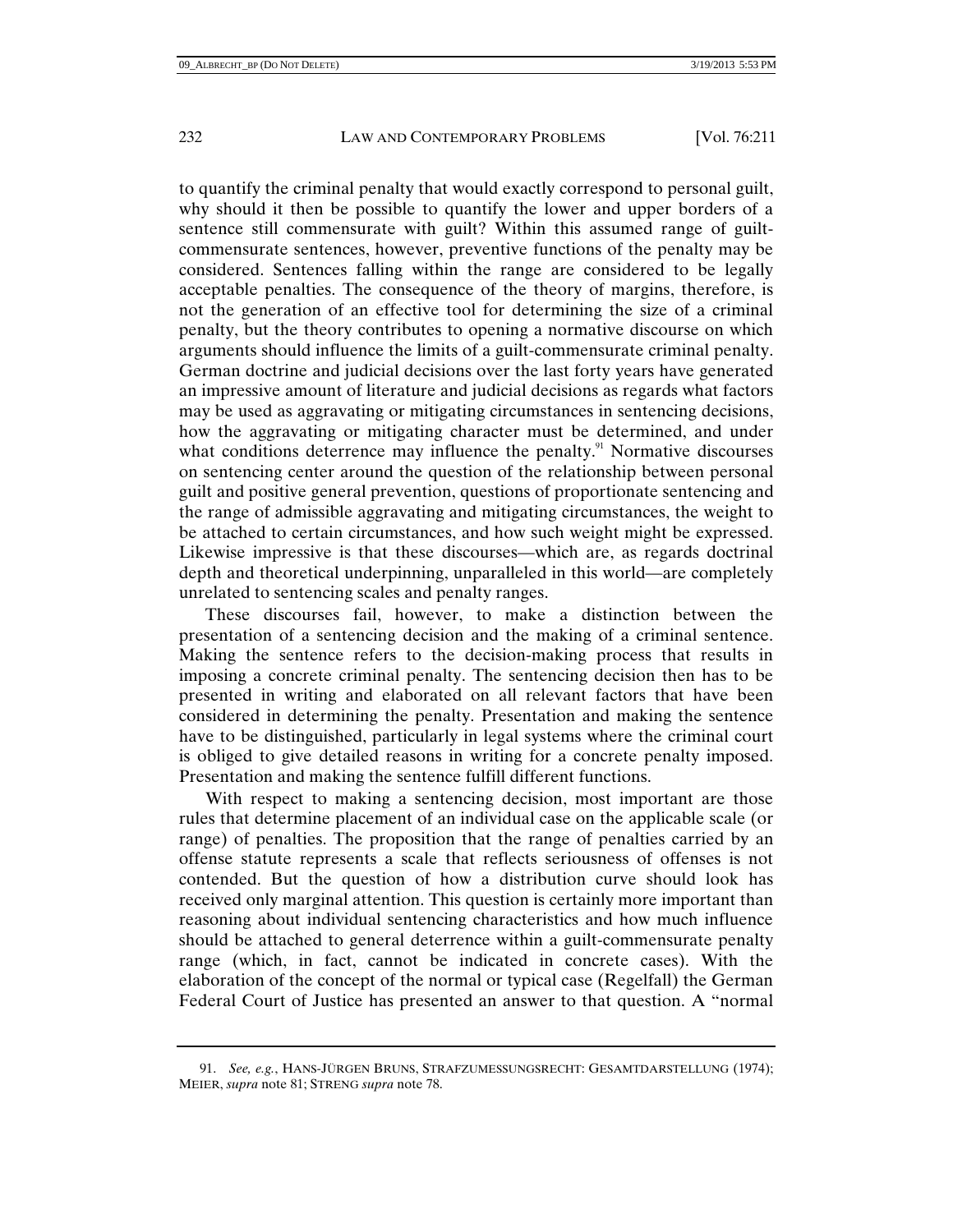to quantify the criminal penalty that would exactly correspond to personal guilt, why should it then be possible to quantify the lower and upper borders of a sentence still commensurate with guilt? Within this assumed range of guilt-commensurate sentences, however, preventive functions of the penalty may be considered. Sentences falling within the range are considered to be legally acceptable penalties. The consequence of the theory of margins, therefore, is not the generation of an effective tool for determining the size of a criminal penalty, but the theory contributes to opening a normative discourse on which arguments should influence the limits of a guilt-commensurate criminal penalty. German doctrine and judicial decisions over the last forty years have generated an impressive amount of literature and judicial decisions as regards what factors may be used as aggravating or mitigating circumstances in sentencing decisions, how the aggravating or mitigating character must be determined, and under what conditions deterrence may influence the penalty.[91] Normative discourses on sentencing center around the question of the relationship between personal guilt and positive general prevention, questions of proportionate sentencing and the range of admissible aggravating and mitigating circumstances, the weight to be attached to certain circumstances, and how such weight might be expressed. Likewise impressive is that these discourses—which are, as regards doctrinal depth and theoretical underpinning, unparalleled in this world—are completely unrelated to sentencing scales and penalty ranges.

These discourses fail, however, to make a distinction between the presentation of a sentencing decision and the making of a criminal sentence. Making the sentence refers to the decision-making process that results in imposing a concrete criminal penalty. The sentencing decision then has to be presented in writing and elaborated on all relevant factors that have been considered in determining the penalty. Presentation and making the sentence have to be distinguished, particularly in legal systems where the criminal court is obliged to give detailed reasons in writing for a concrete penalty imposed. Presentation and making the sentence fulfill different functions.

With respect to making a sentencing decision, most important are those rules that determine placement of an individual case on the applicable scale (or range) of penalties. The proposition that the range of penalties carried by an offense statute represents a scale that reflects seriousness of offenses is not contended. But the question of how a distribution curve should look has received only marginal attention. This question is certainly more important than reasoning about individual sentencing characteristics and how much influence should be attached to general deterrence within a guilt-commensurate penalty range (which, in fact, cannot be indicated in concrete cases). With the elaboration of the concept of the normal or typical case (Regelfall) the German Federal Court of Justice has presented an answer to that question. A "normal

---

91. *See, e.g.*, HANS-JÜRGEN BRUNS, STRAFZUMESSUNGSRECHT: GESAMTDARSTELLUNG (1974); MEIER, *supra* note 81; STRENG *supra* note 78.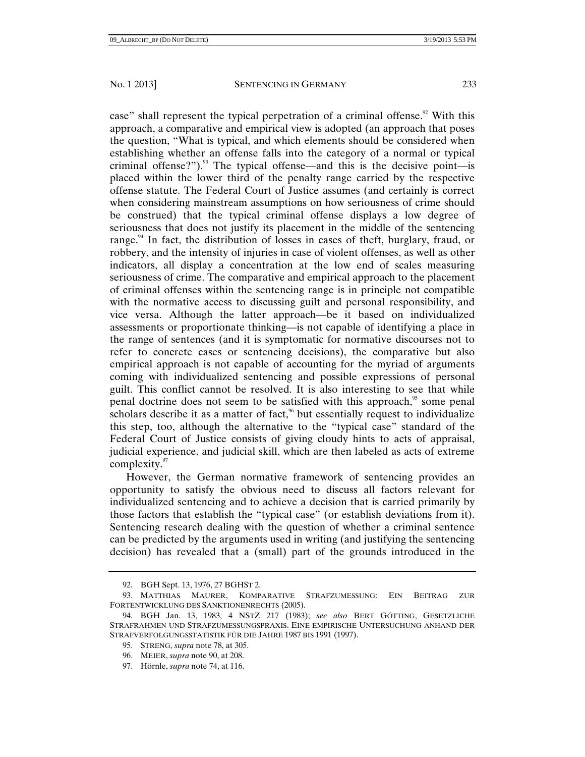case" shall represent the typical perpetration of a criminal offense.[92] With this approach, a comparative and empirical view is adopted (an approach that poses the question, "What is typical, and which elements should be considered when establishing whether an offense falls into the category of a normal or typical criminal offense?").[93] The typical offense—and this is the decisive point—is placed within the lower third of the penalty range carried by the respective offense statute. The Federal Court of Justice assumes (and certainly is correct when considering mainstream assumptions on how seriousness of crime should be construed) that the typical criminal offense displays a low degree of seriousness that does not justify its placement in the middle of the sentencing range.[94] In fact, the distribution of losses in cases of theft, burglary, fraud, or robbery, and the intensity of injuries in case of violent offenses, as well as other indicators, all display a concentration at the low end of scales measuring seriousness of crime. The comparative and empirical approach to the placement of criminal offenses within the sentencing range is in principle not compatible with the normative access to discussing guilt and personal responsibility, and vice versa. Although the latter approach—be it based on individualized assessments or proportionate thinking—is not capable of identifying a place in the range of sentences (and it is symptomatic for normative discourses not to refer to concrete cases or sentencing decisions), the comparative but also empirical approach is not capable of accounting for the myriad of arguments coming with individualized sentencing and possible expressions of personal guilt. This conflict cannot be resolved. It is also interesting to see that while penal doctrine does not seem to be satisfied with this approach,[95] some penal scholars describe it as a matter of fact,[96] but essentially request to individualize this step, too, although the alternative to the "typical case" standard of the Federal Court of Justice consists of giving cloudy hints to acts of appraisal, judicial experience, and judicial skill, which are then labeled as acts of extreme complexity.[97]

However, the German normative framework of sentencing provides an opportunity to satisfy the obvious need to discuss all factors relevant for individualized sentencing and to achieve a decision that is carried primarily by those factors that establish the "typical case" (or establish deviations from it). Sentencing research dealing with the question of whether a criminal sentence can be predicted by the arguments used in writing (and justifying the sentencing decision) has revealed that a (small) part of the grounds introduced in the

---

92. BGH Sept. 13, 1976, 27 BGHST 2.

93. MATTHIAS MAURER, KOMPARATIVE STRAFZUMESSUNG: EIN BEITRAG ZUR FORTENTWICKLUNG DES SANKTIONENRECHTS (2005).

94. BGH Jan. 13, 1983, 4 NSTZ 217 (1983); *see also* BERT GÖTTING, GESETZLICHE STRAFRAHMEN UND STRAFZUMESSUNGSPRAXIS. EINE EMPIRISCHE UNTERSUCHUNG ANHAND DER STRAFVERFOLGUNGSSTATISTIK FÜR DIE JAHRE 1987 BIS 1991 (1997).

95. STRENG, *supra* note 78, at 305.

96. MEIER, *supra* note 90, at 208.

97. Hörnle, *supra* note 74, at 116.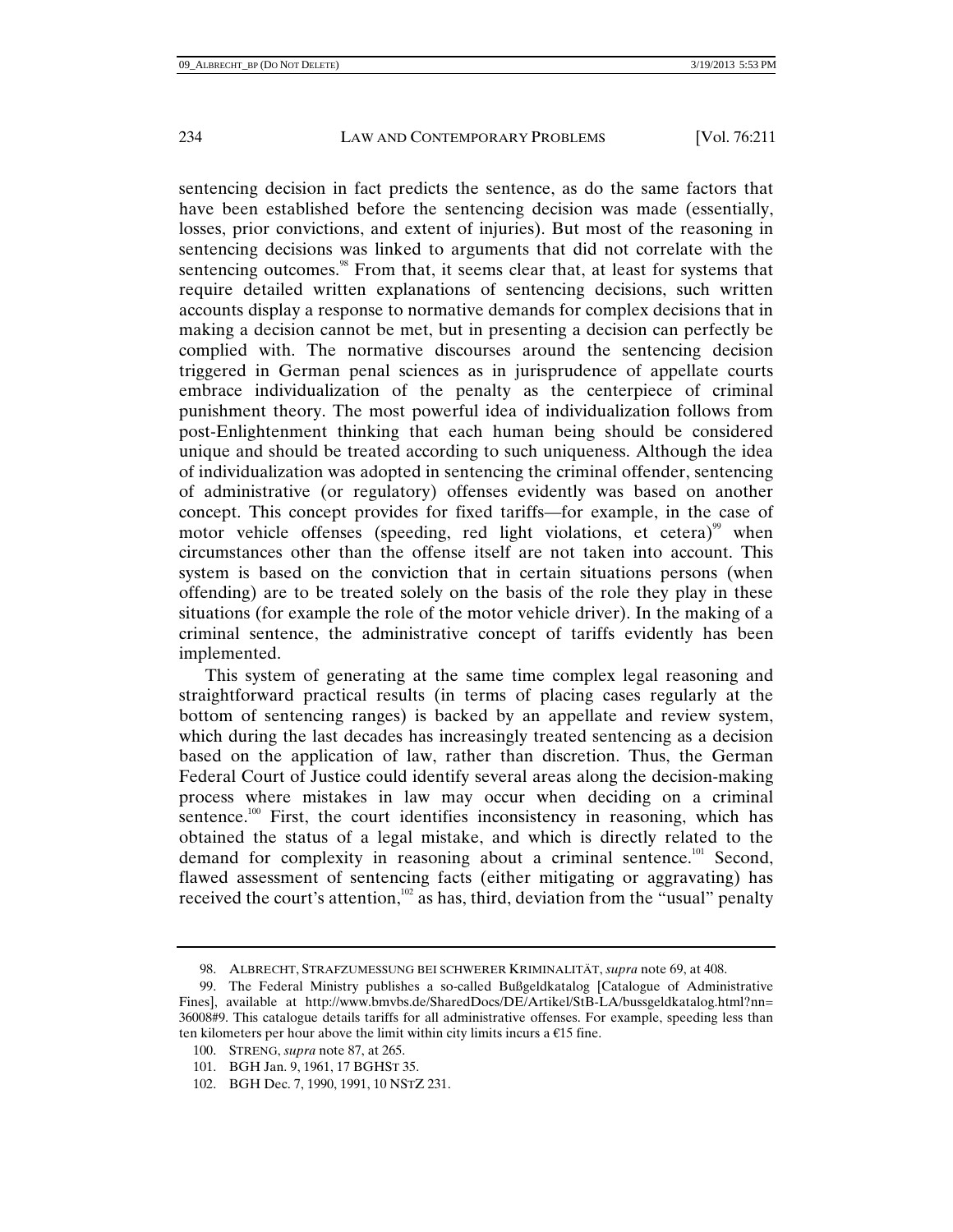sentencing decision in fact predicts the sentence, as do the same factors that have been established before the sentencing decision was made (essentially, losses, prior convictions, and extent of injuries). But most of the reasoning in sentencing decisions was linked to arguments that did not correlate with the sentencing outcomes.[98] From that, it seems clear that, at least for systems that require detailed written explanations of sentencing decisions, such written accounts display a response to normative demands for complex decisions that in making a decision cannot be met, but in presenting a decision can perfectly be complied with. The normative discourses around the sentencing decision triggered in German penal sciences as in jurisprudence of appellate courts embrace individualization of the penalty as the centerpiece of criminal punishment theory. The most powerful idea of individualization follows from post-Enlightenment thinking that each human being should be considered unique and should be treated according to such uniqueness. Although the idea of individualization was adopted in sentencing the criminal offender, sentencing of administrative (or regulatory) offenses evidently was based on another concept. This concept provides for fixed tariffs—for example, in the case of motor vehicle offenses (speeding, red light violations, et cetera)[99] when circumstances other than the offense itself are not taken into account. This system is based on the conviction that in certain situations persons (when offending) are to be treated solely on the basis of the role they play in these situations (for example the role of the motor vehicle driver). In the making of a criminal sentence, the administrative concept of tariffs evidently has been implemented.

This system of generating at the same time complex legal reasoning and straightforward practical results (in terms of placing cases regularly at the bottom of sentencing ranges) is backed by an appellate and review system, which during the last decades has increasingly treated sentencing as a decision based on the application of law, rather than discretion. Thus, the German Federal Court of Justice could identify several areas along the decision-making process where mistakes in law may occur when deciding on a criminal sentence.[100] First, the court identifies inconsistency in reasoning, which has obtained the status of a legal mistake, and which is directly related to the demand for complexity in reasoning about a criminal sentence.[101] Second, flawed assessment of sentencing facts (either mitigating or aggravating) has received the court's attention,[102] as has, third, deviation from the "usual" penalty

---

98. ALBRECHT, STRAFZUMESSUNG BEI SCHWERER KRIMINALITÄT, *supra* note 69, at 408.

99. The Federal Ministry publishes a so-called Bußgeldkatalog [Catalogue of Administrative Fines], available at http://www.bmvbs.de/SharedDocs/DE/Artikel/StB-LA/bussgeldkatalog.html?nn=36008#9. This catalogue details tariffs for all administrative offenses. For example, speeding less than ten kilometers per hour above the limit within city limits incurs a €15 fine.

100. STRENG, *supra* note 87, at 265.

101. BGH Jan. 9, 1961, 17 BGHST 35.

102. BGH Dec. 7, 1990, 1991, 10 NSTZ 231.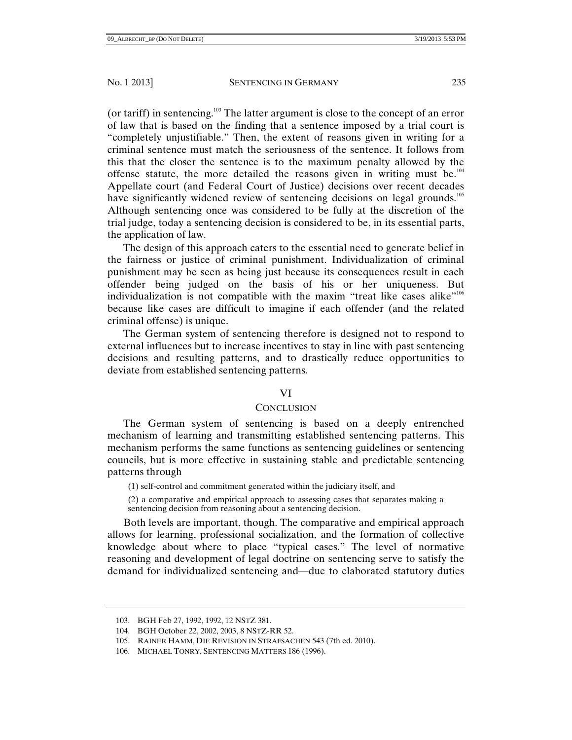(or tariff) in sentencing.[103] The latter argument is close to the concept of an error of law that is based on the finding that a sentence imposed by a trial court is "completely unjustifiable." Then, the extent of reasons given in writing for a criminal sentence must match the seriousness of the sentence. It follows from this that the closer the sentence is to the maximum penalty allowed by the offense statute, the more detailed the reasons given in writing must be.[104] Appellate court (and Federal Court of Justice) decisions over recent decades have significantly widened review of sentencing decisions on legal grounds.[105] Although sentencing once was considered to be fully at the discretion of the trial judge, today a sentencing decision is considered to be, in its essential parts, the application of law.

The design of this approach caters to the essential need to generate belief in the fairness or justice of criminal punishment. Individualization of criminal punishment may be seen as being just because its consequences result in each offender being judged on the basis of his or her uniqueness. But individualization is not compatible with the maxim "treat like cases alike"[106] because like cases are difficult to imagine if each offender (and the related criminal offense) is unique.

The German system of sentencing therefore is designed not to respond to external influences but to increase incentives to stay in line with past sentencing decisions and resulting patterns, and to drastically reduce opportunities to deviate from established sentencing patterns.

## VI

## CONCLUSION

The German system of sentencing is based on a deeply entrenched mechanism of learning and transmitting established sentencing patterns. This mechanism performs the same functions as sentencing guidelines or sentencing councils, but is more effective in sustaining stable and predictable sentencing patterns through

(1) self-control and commitment generated within the judiciary itself, and

(2) a comparative and empirical approach to assessing cases that separates making a sentencing decision from reasoning about a sentencing decision.

Both levels are important, though. The comparative and empirical approach allows for learning, professional socialization, and the formation of collective knowledge about where to place "typical cases." The level of normative reasoning and development of legal doctrine on sentencing serve to satisfy the demand for individualized sentencing and—due to elaborated statutory duties

---

103. BGH Feb 27, 1992, 1992, 12 NSTZ 381.

104. BGH October 22, 2002, 2003, 8 NSTZ-RR 52.

105. RAINER HAMM, DIE REVISION IN STRAFSACHEN 543 (7th ed. 2010).

106. MICHAEL TONRY, SENTENCING MATTERS 186 (1996).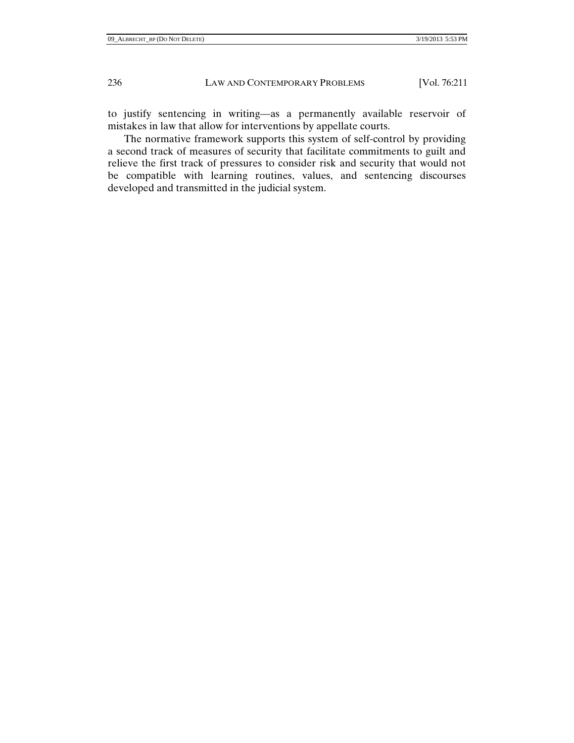to justify sentencing in writing—as a permanently available reservoir of mistakes in law that allow for interventions by appellate courts.

The normative framework supports this system of self-control by providing a second track of measures of security that facilitate commitments to guilt and relieve the first track of pressures to consider risk and security that would not be compatible with learning routines, values, and sentencing discourses developed and transmitted in the judicial system.